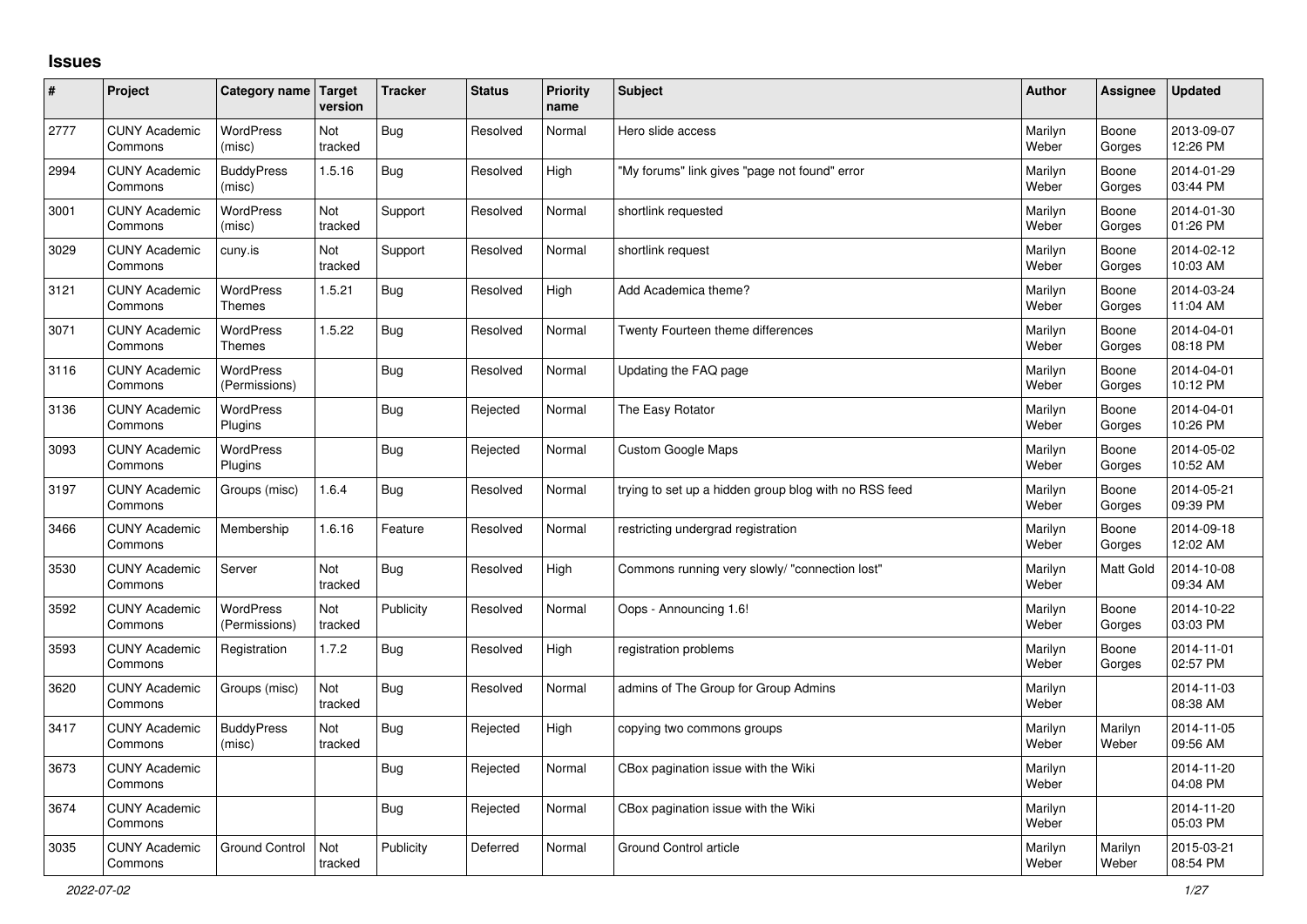# Issues

| # | Project | Category name | Target version | Tracker | Status | Priority name | Subject | Author | Assignee | Updated |
|---|---|---|---|---|---|---|---|---|---|---|
| 2777 | CUNY Academic Commons | WordPress (misc) | Not tracked | Bug | Resolved | Normal | Hero slide access | Marilyn Weber | Boone Gorges | 2013-09-07 12:26 PM |
| 2994 | CUNY Academic Commons | BuddyPress (misc) | 1.5.16 | Bug | Resolved | High | "My forums" link gives "page not found" error | Marilyn Weber | Boone Gorges | 2014-01-29 03:44 PM |
| 3001 | CUNY Academic Commons | WordPress (misc) | Not tracked | Support | Resolved | Normal | shortlink requested | Marilyn Weber | Boone Gorges | 2014-01-30 01:26 PM |
| 3029 | CUNY Academic Commons | cuny.is | Not tracked | Support | Resolved | Normal | shortlink request | Marilyn Weber | Boone Gorges | 2014-02-12 10:03 AM |
| 3121 | CUNY Academic Commons | WordPress Themes | 1.5.21 | Bug | Resolved | High | Add Academica theme? | Marilyn Weber | Boone Gorges | 2014-03-24 11:04 AM |
| 3071 | CUNY Academic Commons | WordPress Themes | 1.5.22 | Bug | Resolved | Normal | Twenty Fourteen theme differences | Marilyn Weber | Boone Gorges | 2014-04-01 08:18 PM |
| 3116 | CUNY Academic Commons | WordPress (Permissions) | | Bug | Resolved | Normal | Updating the FAQ page | Marilyn Weber | Boone Gorges | 2014-04-01 10:12 PM |
| 3136 | CUNY Academic Commons | WordPress Plugins | | Bug | Rejected | Normal | The Easy Rotator | Marilyn Weber | Boone Gorges | 2014-04-01 10:26 PM |
| 3093 | CUNY Academic Commons | WordPress Plugins | | Bug | Rejected | Normal | Custom Google Maps | Marilyn Weber | Boone Gorges | 2014-05-02 10:52 AM |
| 3197 | CUNY Academic Commons | Groups (misc) | 1.6.4 | Bug | Resolved | Normal | trying to set up a hidden group blog with no RSS feed | Marilyn Weber | Boone Gorges | 2014-05-21 09:39 PM |
| 3466 | CUNY Academic Commons | Membership | 1.6.16 | Feature | Resolved | Normal | restricting undergrad registration | Marilyn Weber | Boone Gorges | 2014-09-18 12:02 AM |
| 3530 | CUNY Academic Commons | Server | Not tracked | Bug | Resolved | High | Commons running very slowly/ "connection lost" | Marilyn Weber | Matt Gold | 2014-10-08 09:34 AM |
| 3592 | CUNY Academic Commons | WordPress (Permissions) | Not tracked | Publicity | Resolved | Normal | Oops - Announcing 1.6! | Marilyn Weber | Boone Gorges | 2014-10-22 03:03 PM |
| 3593 | CUNY Academic Commons | Registration | 1.7.2 | Bug | Resolved | High | registration problems | Marilyn Weber | Boone Gorges | 2014-11-01 02:57 PM |
| 3620 | CUNY Academic Commons | Groups (misc) | Not tracked | Bug | Resolved | Normal | admins of The Group for Group Admins | Marilyn Weber | | 2014-11-03 08:38 AM |
| 3417 | CUNY Academic Commons | BuddyPress (misc) | Not tracked | Bug | Rejected | High | copying two commons groups | Marilyn Weber | Marilyn Weber | 2014-11-05 09:56 AM |
| 3673 | CUNY Academic Commons | | | Bug | Rejected | Normal | CBox pagination issue with the Wiki | Marilyn Weber | | 2014-11-20 04:08 PM |
| 3674 | CUNY Academic Commons | | | Bug | Rejected | Normal | CBox pagination issue with the Wiki | Marilyn Weber | | 2014-11-20 05:03 PM |
| 3035 | CUNY Academic Commons | Ground Control | Not tracked | Publicity | Deferred | Normal | Ground Control article | Marilyn Weber | Marilyn Weber | 2015-03-21 08:54 PM |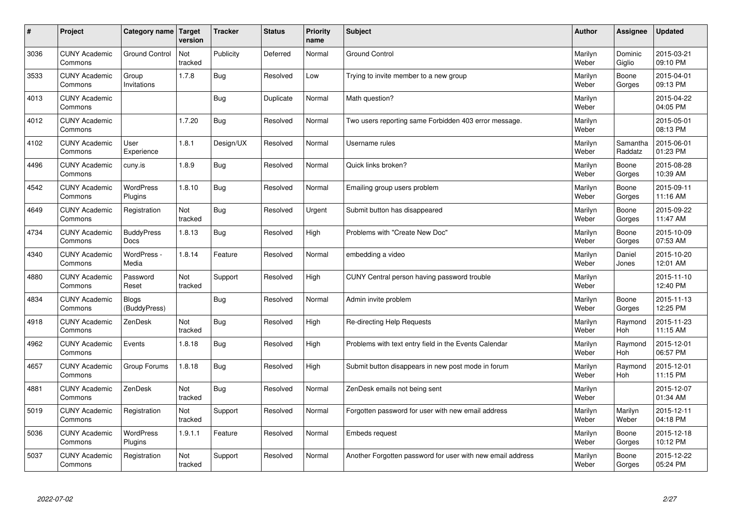| # | Project | Category name | Target version | Tracker | Status | Priority name | Subject | Author | Assignee | Updated |
|---|---|---|---|---|---|---|---|---|---|---|
| 3036 | CUNY Academic Commons | Ground Control | Not tracked | Publicity | Deferred | Normal | Ground Control | Marilyn Weber | Dominic Giglio | 2015-03-21 09:10 PM |
| 3533 | CUNY Academic Commons | Group Invitations | 1.7.8 | Bug | Resolved | Low | Trying to invite member to a new group | Marilyn Weber | Boone Gorges | 2015-04-01 09:13 PM |
| 4013 | CUNY Academic Commons | | | Bug | Duplicate | Normal | Math question? | Marilyn Weber | | 2015-04-22 04:05 PM |
| 4012 | CUNY Academic Commons | | 1.7.20 | Bug | Resolved | Normal | Two users reporting same Forbidden 403 error message. | Marilyn Weber | | 2015-05-01 08:13 PM |
| 4102 | CUNY Academic Commons | User Experience | 1.8.1 | Design/UX | Resolved | Normal | Username rules | Marilyn Weber | Samantha Raddatz | 2015-06-01 01:23 PM |
| 4496 | CUNY Academic Commons | cuny.is | 1.8.9 | Bug | Resolved | Normal | Quick links broken? | Marilyn Weber | Boone Gorges | 2015-08-28 10:39 AM |
| 4542 | CUNY Academic Commons | WordPress Plugins | 1.8.10 | Bug | Resolved | Normal | Emailing group users problem | Marilyn Weber | Boone Gorges | 2015-09-11 11:16 AM |
| 4649 | CUNY Academic Commons | Registration | Not tracked | Bug | Resolved | Urgent | Submit button has disappeared | Marilyn Weber | Boone Gorges | 2015-09-22 11:47 AM |
| 4734 | CUNY Academic Commons | BuddyPress Docs | 1.8.13 | Bug | Resolved | High | Problems with "Create New Doc" | Marilyn Weber | Boone Gorges | 2015-10-09 07:53 AM |
| 4340 | CUNY Academic Commons | WordPress - Media | 1.8.14 | Feature | Resolved | Normal | embedding a video | Marilyn Weber | Daniel Jones | 2015-10-20 12:01 AM |
| 4880 | CUNY Academic Commons | Password Reset | Not tracked | Support | Resolved | High | CUNY Central person having password trouble | Marilyn Weber | | 2015-11-10 12:40 PM |
| 4834 | CUNY Academic Commons | Blogs (BuddyPress) | | Bug | Resolved | Normal | Admin invite problem | Marilyn Weber | Boone Gorges | 2015-11-13 12:25 PM |
| 4918 | CUNY Academic Commons | ZenDesk | Not tracked | Bug | Resolved | High | Re-directing Help Requests | Marilyn Weber | Raymond Hoh | 2015-11-23 11:15 AM |
| 4962 | CUNY Academic Commons | Events | 1.8.18 | Bug | Resolved | High | Problems with text entry field in the Events Calendar | Marilyn Weber | Raymond Hoh | 2015-12-01 06:57 PM |
| 4657 | CUNY Academic Commons | Group Forums | 1.8.18 | Bug | Resolved | High | Submit button disappears in new post mode in forum | Marilyn Weber | Raymond Hoh | 2015-12-01 11:15 PM |
| 4881 | CUNY Academic Commons | ZenDesk | Not tracked | Bug | Resolved | Normal | ZenDesk emails not being sent | Marilyn Weber | | 2015-12-07 01:34 AM |
| 5019 | CUNY Academic Commons | Registration | Not tracked | Support | Resolved | Normal | Forgotten password for user with new email address | Marilyn Weber | Marilyn Weber | 2015-12-11 04:18 PM |
| 5036 | CUNY Academic Commons | WordPress Plugins | 1.9.1.1 | Feature | Resolved | Normal | Embeds request | Marilyn Weber | Boone Gorges | 2015-12-18 10:12 PM |
| 5037 | CUNY Academic Commons | Registration | Not tracked | Support | Resolved | Normal | Another Forgotten password for user with new email address | Marilyn Weber | Boone Gorges | 2015-12-22 05:24 PM |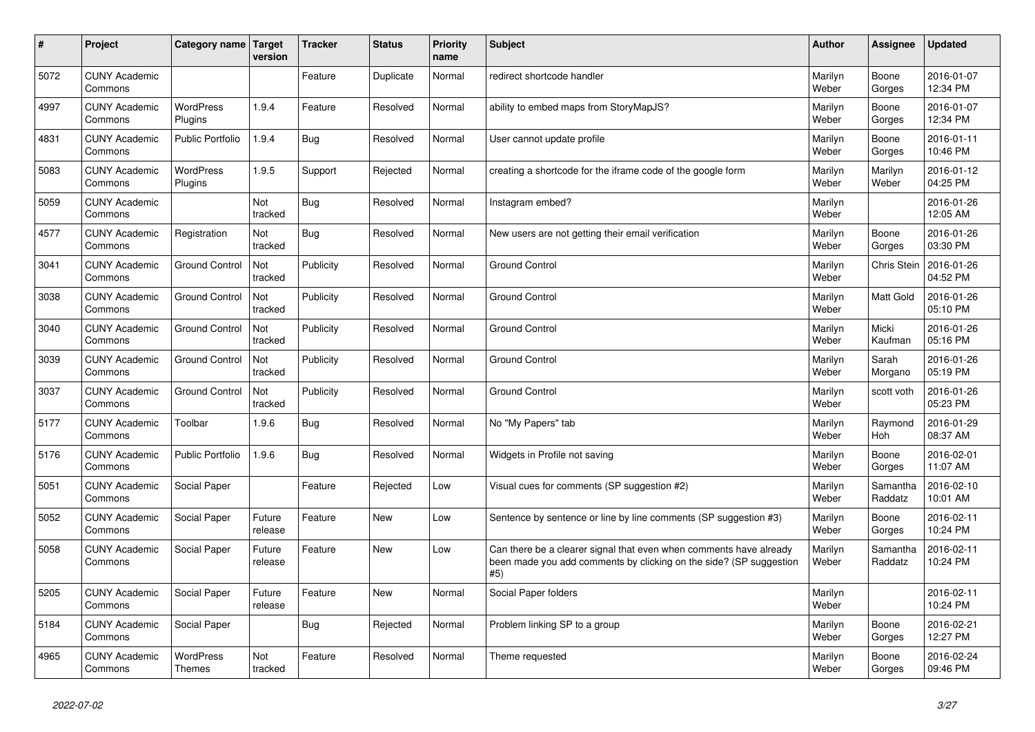| # | Project | Category name | Target version | Tracker | Status | Priority name | Subject | Author | Assignee | Updated |
|---|---|---|---|---|---|---|---|---|---|---|
| 5072 | CUNY Academic Commons | | | Feature | Duplicate | Normal | redirect shortcode handler | Marilyn Weber | Boone Gorges | 2016-01-07 12:34 PM |
| 4997 | CUNY Academic Commons | WordPress Plugins | 1.9.4 | Feature | Resolved | Normal | ability to embed maps from StoryMapJS? | Marilyn Weber | Boone Gorges | 2016-01-07 12:34 PM |
| 4831 | CUNY Academic Commons | Public Portfolio | 1.9.4 | Bug | Resolved | Normal | User cannot update profile | Marilyn Weber | Boone Gorges | 2016-01-11 10:46 PM |
| 5083 | CUNY Academic Commons | WordPress Plugins | 1.9.5 | Support | Rejected | Normal | creating a shortcode for the iframe code of the google form | Marilyn Weber | Marilyn Weber | 2016-01-12 04:25 PM |
| 5059 | CUNY Academic Commons | | Not tracked | Bug | Resolved | Normal | Instagram embed? | Marilyn Weber | | 2016-01-26 12:05 AM |
| 4577 | CUNY Academic Commons | Registration | Not tracked | Bug | Resolved | Normal | New users are not getting their email verification | Marilyn Weber | Boone Gorges | 2016-01-26 03:30 PM |
| 3041 | CUNY Academic Commons | Ground Control | Not tracked | Publicity | Resolved | Normal | Ground Control | Marilyn Weber | Chris Stein | 2016-01-26 04:52 PM |
| 3038 | CUNY Academic Commons | Ground Control | Not tracked | Publicity | Resolved | Normal | Ground Control | Marilyn Weber | Matt Gold | 2016-01-26 05:10 PM |
| 3040 | CUNY Academic Commons | Ground Control | Not tracked | Publicity | Resolved | Normal | Ground Control | Marilyn Weber | Micki Kaufman | 2016-01-26 05:16 PM |
| 3039 | CUNY Academic Commons | Ground Control | Not tracked | Publicity | Resolved | Normal | Ground Control | Marilyn Weber | Sarah Morgano | 2016-01-26 05:19 PM |
| 3037 | CUNY Academic Commons | Ground Control | Not tracked | Publicity | Resolved | Normal | Ground Control | Marilyn Weber | scott voth | 2016-01-26 05:23 PM |
| 5177 | CUNY Academic Commons | Toolbar | 1.9.6 | Bug | Resolved | Normal | No "My Papers" tab | Marilyn Weber | Raymond Hoh | 2016-01-29 08:37 AM |
| 5176 | CUNY Academic Commons | Public Portfolio | 1.9.6 | Bug | Resolved | Normal | Widgets in Profile not saving | Marilyn Weber | Boone Gorges | 2016-02-01 11:07 AM |
| 5051 | CUNY Academic Commons | Social Paper | | Feature | Rejected | Low | Visual cues for comments (SP suggestion #2) | Marilyn Weber | Samantha Raddatz | 2016-02-10 10:01 AM |
| 5052 | CUNY Academic Commons | Social Paper | Future release | Feature | New | Low | Sentence by sentence or line by line comments (SP suggestion #3) | Marilyn Weber | Boone Gorges | 2016-02-11 10:24 PM |
| 5058 | CUNY Academic Commons | Social Paper | Future release | Feature | New | Low | Can there be a clearer signal that even when comments have already been made you add comments by clicking on the side? (SP suggestion #5) | Marilyn Weber | Samantha Raddatz | 2016-02-11 10:24 PM |
| 5205 | CUNY Academic Commons | Social Paper | Future release | Feature | New | Normal | Social Paper folders | Marilyn Weber | | 2016-02-11 10:24 PM |
| 5184 | CUNY Academic Commons | Social Paper | | Bug | Rejected | Normal | Problem linking SP to a group | Marilyn Weber | Boone Gorges | 2016-02-21 12:27 PM |
| 4965 | CUNY Academic Commons | WordPress Themes | Not tracked | Feature | Resolved | Normal | Theme requested | Marilyn Weber | Boone Gorges | 2016-02-24 09:46 PM |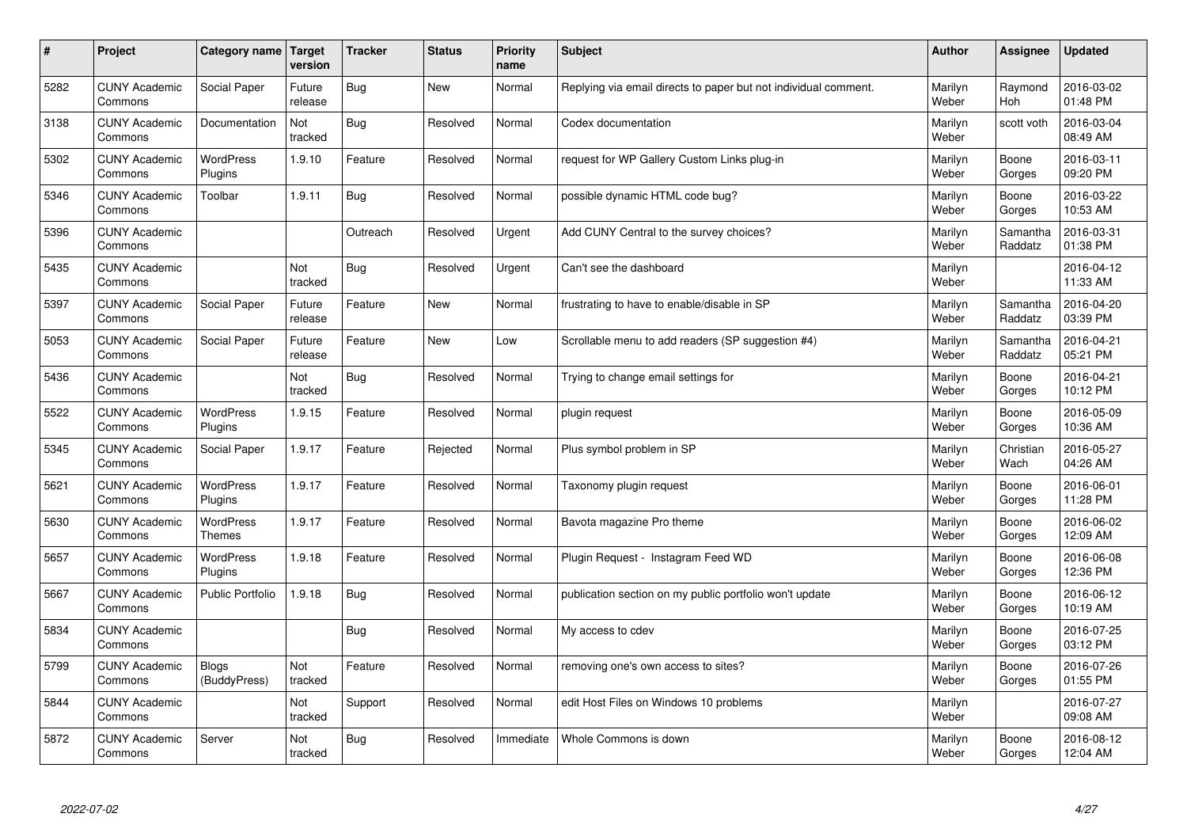| # | Project | Category name | Target version | Tracker | Status | Priority name | Subject | Author | Assignee | Updated |
|---|---|---|---|---|---|---|---|---|---|---|
| 5282 | CUNY Academic Commons | Social Paper | Future release | Bug | New | Normal | Replying via email directs to paper but not individual comment. | Marilyn Weber | Raymond Hoh | 2016-03-02 01:48 PM |
| 3138 | CUNY Academic Commons | Documentation | Not tracked | Bug | Resolved | Normal | Codex documentation | Marilyn Weber | scott voth | 2016-03-04 08:49 AM |
| 5302 | CUNY Academic Commons | WordPress Plugins | 1.9.10 | Feature | Resolved | Normal | request for WP Gallery Custom Links plug-in | Marilyn Weber | Boone Gorges | 2016-03-11 09:20 PM |
| 5346 | CUNY Academic Commons | Toolbar | 1.9.11 | Bug | Resolved | Normal | possible dynamic HTML code bug? | Marilyn Weber | Boone Gorges | 2016-03-22 10:53 AM |
| 5396 | CUNY Academic Commons | | | Outreach | Resolved | Urgent | Add CUNY Central to the survey choices? | Marilyn Weber | Samantha Raddatz | 2016-03-31 01:38 PM |
| 5435 | CUNY Academic Commons | | Not tracked | Bug | Resolved | Urgent | Can't see the dashboard | Marilyn Weber | | 2016-04-12 11:33 AM |
| 5397 | CUNY Academic Commons | Social Paper | Future release | Feature | New | Normal | frustrating to have to enable/disable in SP | Marilyn Weber | Samantha Raddatz | 2016-04-20 03:39 PM |
| 5053 | CUNY Academic Commons | Social Paper | Future release | Feature | New | Low | Scrollable menu to add readers (SP suggestion #4) | Marilyn Weber | Samantha Raddatz | 2016-04-21 05:21 PM |
| 5436 | CUNY Academic Commons | | Not tracked | Bug | Resolved | Normal | Trying to change email settings for | Marilyn Weber | Boone Gorges | 2016-04-21 10:12 PM |
| 5522 | CUNY Academic Commons | WordPress Plugins | 1.9.15 | Feature | Resolved | Normal | plugin request | Marilyn Weber | Boone Gorges | 2016-05-09 10:36 AM |
| 5345 | CUNY Academic Commons | Social Paper | 1.9.17 | Feature | Rejected | Normal | Plus symbol problem in SP | Marilyn Weber | Christian Wach | 2016-05-27 04:26 AM |
| 5621 | CUNY Academic Commons | WordPress Plugins | 1.9.17 | Feature | Resolved | Normal | Taxonomy plugin request | Marilyn Weber | Boone Gorges | 2016-06-01 11:28 PM |
| 5630 | CUNY Academic Commons | WordPress Themes | 1.9.17 | Feature | Resolved | Normal | Bavota magazine Pro theme | Marilyn Weber | Boone Gorges | 2016-06-02 12:09 AM |
| 5657 | CUNY Academic Commons | WordPress Plugins | 1.9.18 | Feature | Resolved | Normal | Plugin Request - Instagram Feed WD | Marilyn Weber | Boone Gorges | 2016-06-08 12:36 PM |
| 5667 | CUNY Academic Commons | Public Portfolio | 1.9.18 | Bug | Resolved | Normal | publication section on my public portfolio won't update | Marilyn Weber | Boone Gorges | 2016-06-12 10:19 AM |
| 5834 | CUNY Academic Commons | | | Bug | Resolved | Normal | My access to cdev | Marilyn Weber | Boone Gorges | 2016-07-25 03:12 PM |
| 5799 | CUNY Academic Commons | Blogs (BuddyPress) | Not tracked | Feature | Resolved | Normal | removing one's own access to sites? | Marilyn Weber | Boone Gorges | 2016-07-26 01:55 PM |
| 5844 | CUNY Academic Commons | | Not tracked | Support | Resolved | Normal | edit Host Files on Windows 10 problems | Marilyn Weber | | 2016-07-27 09:08 AM |
| 5872 | CUNY Academic Commons | Server | Not tracked | Bug | Resolved | Immediate | Whole Commons is down | Marilyn Weber | Boone Gorges | 2016-08-12 12:04 AM |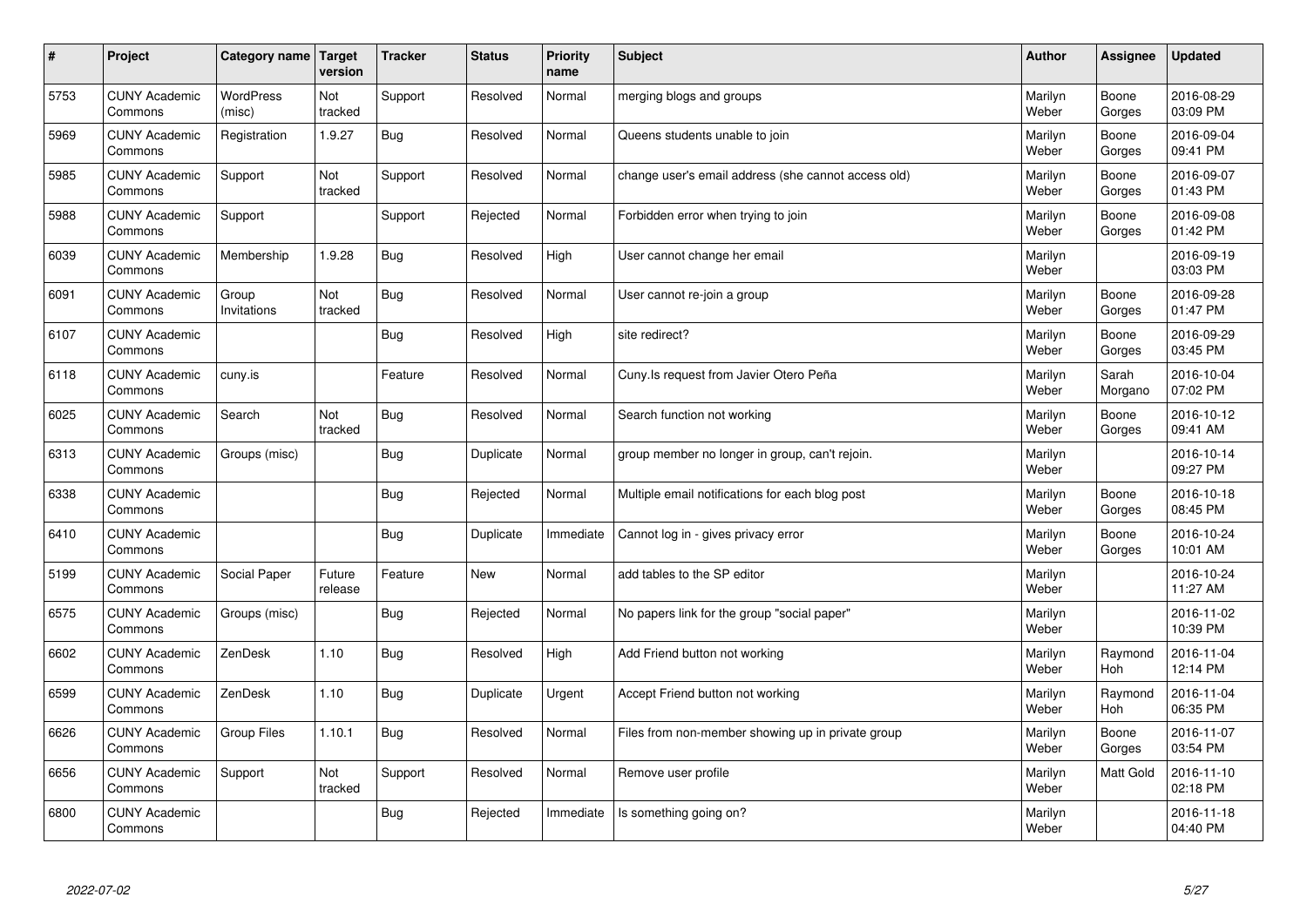| # | Project | Category name | Target version | Tracker | Status | Priority name | Subject | Author | Assignee | Updated |
|---|---|---|---|---|---|---|---|---|---|---|
| 5753 | CUNY Academic Commons | WordPress (misc) | Not tracked | Support | Resolved | Normal | merging blogs and groups | Marilyn Weber | Boone Gorges | 2016-08-29 03:09 PM |
| 5969 | CUNY Academic Commons | Registration | 1.9.27 | Bug | Resolved | Normal | Queens students unable to join | Marilyn Weber | Boone Gorges | 2016-09-04 09:41 PM |
| 5985 | CUNY Academic Commons | Support | Not tracked | Support | Resolved | Normal | change user's email address (she cannot access old) | Marilyn Weber | Boone Gorges | 2016-09-07 01:43 PM |
| 5988 | CUNY Academic Commons | Support | | Support | Rejected | Normal | Forbidden error when trying to join | Marilyn Weber | Boone Gorges | 2016-09-08 01:42 PM |
| 6039 | CUNY Academic Commons | Membership | 1.9.28 | Bug | Resolved | High | User cannot change her email | Marilyn Weber | | 2016-09-19 03:03 PM |
| 6091 | CUNY Academic Commons | Group Invitations | Not tracked | Bug | Resolved | Normal | User cannot re-join a group | Marilyn Weber | Boone Gorges | 2016-09-28 01:47 PM |
| 6107 | CUNY Academic Commons | | | Bug | Resolved | High | site redirect? | Marilyn Weber | Boone Gorges | 2016-09-29 03:45 PM |
| 6118 | CUNY Academic Commons | cuny.is | | Feature | Resolved | Normal | Cuny.Is request from Javier Otero Peña | Marilyn Weber | Sarah Morgano | 2016-10-04 07:02 PM |
| 6025 | CUNY Academic Commons | Search | Not tracked | Bug | Resolved | Normal | Search function not working | Marilyn Weber | Boone Gorges | 2016-10-12 09:41 AM |
| 6313 | CUNY Academic Commons | Groups (misc) | | Bug | Duplicate | Normal | group member no longer in group, can't rejoin. | Marilyn Weber | | 2016-10-14 09:27 PM |
| 6338 | CUNY Academic Commons | | | Bug | Rejected | Normal | Multiple email notifications for each blog post | Marilyn Weber | Boone Gorges | 2016-10-18 08:45 PM |
| 6410 | CUNY Academic Commons | | | Bug | Duplicate | Immediate | Cannot log in - gives privacy error | Marilyn Weber | Boone Gorges | 2016-10-24 10:01 AM |
| 5199 | CUNY Academic Commons | Social Paper | Future release | Feature | New | Normal | add tables to the SP editor | Marilyn Weber | | 2016-10-24 11:27 AM |
| 6575 | CUNY Academic Commons | Groups (misc) | | Bug | Rejected | Normal | No papers link for the group "social paper" | Marilyn Weber | | 2016-11-02 10:39 PM |
| 6602 | CUNY Academic Commons | ZenDesk | 1.10 | Bug | Resolved | High | Add Friend button not working | Marilyn Weber | Raymond Hoh | 2016-11-04 12:14 PM |
| 6599 | CUNY Academic Commons | ZenDesk | 1.10 | Bug | Duplicate | Urgent | Accept Friend button not working | Marilyn Weber | Raymond Hoh | 2016-11-04 06:35 PM |
| 6626 | CUNY Academic Commons | Group Files | 1.10.1 | Bug | Resolved | Normal | Files from non-member showing up in private group | Marilyn Weber | Boone Gorges | 2016-11-07 03:54 PM |
| 6656 | CUNY Academic Commons | Support | Not tracked | Support | Resolved | Normal | Remove user profile | Marilyn Weber | Matt Gold | 2016-11-10 02:18 PM |
| 6800 | CUNY Academic Commons | | | Bug | Rejected | Immediate | Is something going on? | Marilyn Weber | | 2016-11-18 04:40 PM |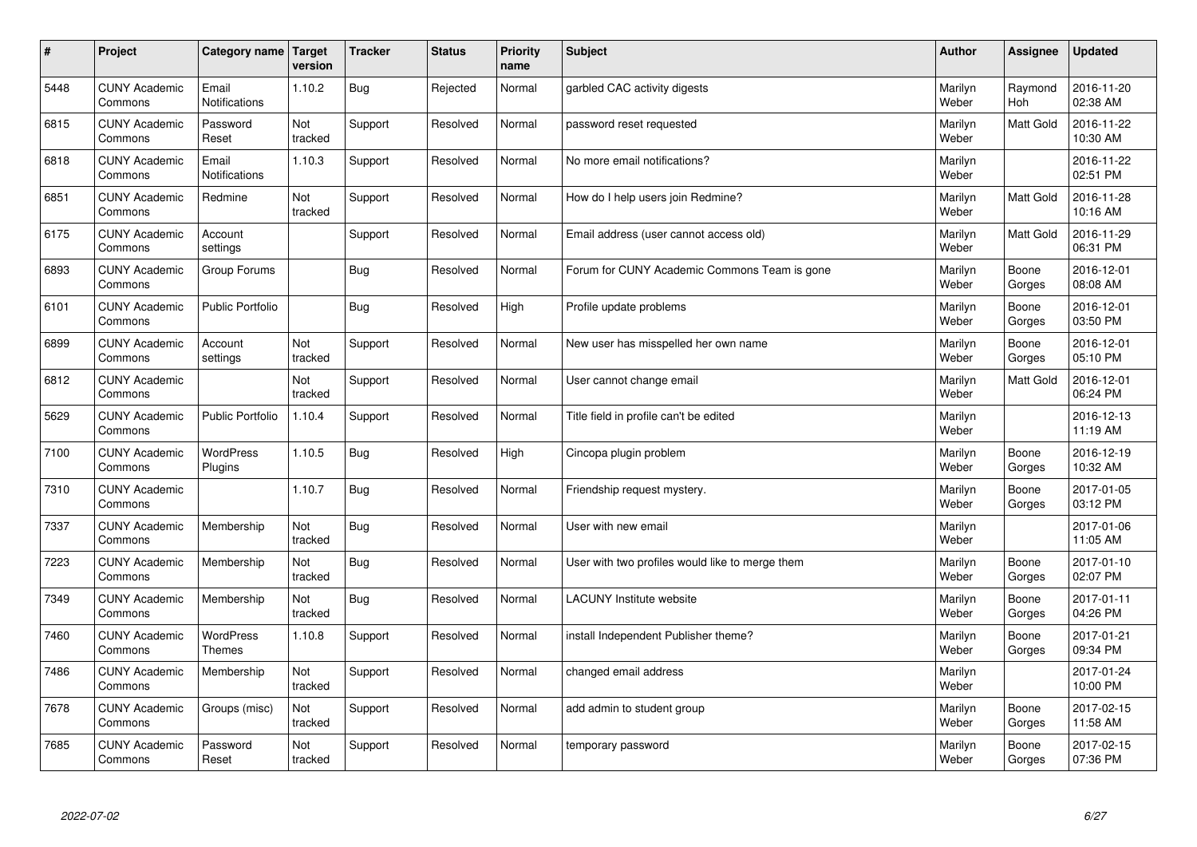| # | Project | Category name | Target version | Tracker | Status | Priority name | Subject | Author | Assignee | Updated |
|---|---|---|---|---|---|---|---|---|---|---|
| 5448 | CUNY Academic Commons | Email Notifications | 1.10.2 | Bug | Rejected | Normal | garbled CAC activity digests | Marilyn Weber | Raymond Hoh | 2016-11-20 02:38 AM |
| 6815 | CUNY Academic Commons | Password Reset | Not tracked | Support | Resolved | Normal | password reset requested | Marilyn Weber | Matt Gold | 2016-11-22 10:30 AM |
| 6818 | CUNY Academic Commons | Email Notifications | 1.10.3 | Support | Resolved | Normal | No more email notifications? | Marilyn Weber | | 2016-11-22 02:51 PM |
| 6851 | CUNY Academic Commons | Redmine | Not tracked | Support | Resolved | Normal | How do I help users join Redmine? | Marilyn Weber | Matt Gold | 2016-11-28 10:16 AM |
| 6175 | CUNY Academic Commons | Account settings | | Support | Resolved | Normal | Email address (user cannot access old) | Marilyn Weber | Matt Gold | 2016-11-29 06:31 PM |
| 6893 | CUNY Academic Commons | Group Forums | | Bug | Resolved | Normal | Forum for CUNY Academic Commons Team is gone | Marilyn Weber | Boone Gorges | 2016-12-01 08:08 AM |
| 6101 | CUNY Academic Commons | Public Portfolio | | Bug | Resolved | High | Profile update problems | Marilyn Weber | Boone Gorges | 2016-12-01 03:50 PM |
| 6899 | CUNY Academic Commons | Account settings | Not tracked | Support | Resolved | Normal | New user has misspelled her own name | Marilyn Weber | Boone Gorges | 2016-12-01 05:10 PM |
| 6812 | CUNY Academic Commons | | Not tracked | Support | Resolved | Normal | User cannot change email | Marilyn Weber | Matt Gold | 2016-12-01 06:24 PM |
| 5629 | CUNY Academic Commons | Public Portfolio | 1.10.4 | Support | Resolved | Normal | Title field in profile can't be edited | Marilyn Weber | | 2016-12-13 11:19 AM |
| 7100 | CUNY Academic Commons | WordPress Plugins | 1.10.5 | Bug | Resolved | High | Cincopa plugin problem | Marilyn Weber | Boone Gorges | 2016-12-19 10:32 AM |
| 7310 | CUNY Academic Commons | | 1.10.7 | Bug | Resolved | Normal | Friendship request mystery. | Marilyn Weber | Boone Gorges | 2017-01-05 03:12 PM |
| 7337 | CUNY Academic Commons | Membership | Not tracked | Bug | Resolved | Normal | User with new email | Marilyn Weber | | 2017-01-06 11:05 AM |
| 7223 | CUNY Academic Commons | Membership | Not tracked | Bug | Resolved | Normal | User with two profiles would like to merge them | Marilyn Weber | Boone Gorges | 2017-01-10 02:07 PM |
| 7349 | CUNY Academic Commons | Membership | Not tracked | Bug | Resolved | Normal | LACUNY Institute website | Marilyn Weber | Boone Gorges | 2017-01-11 04:26 PM |
| 7460 | CUNY Academic Commons | WordPress Themes | 1.10.8 | Support | Resolved | Normal | install Independent Publisher theme? | Marilyn Weber | Boone Gorges | 2017-01-21 09:34 PM |
| 7486 | CUNY Academic Commons | Membership | Not tracked | Support | Resolved | Normal | changed email address | Marilyn Weber | | 2017-01-24 10:00 PM |
| 7678 | CUNY Academic Commons | Groups (misc) | Not tracked | Support | Resolved | Normal | add admin to student group | Marilyn Weber | Boone Gorges | 2017-02-15 11:58 AM |
| 7685 | CUNY Academic Commons | Password Reset | Not tracked | Support | Resolved | Normal | temporary password | Marilyn Weber | Boone Gorges | 2017-02-15 07:36 PM |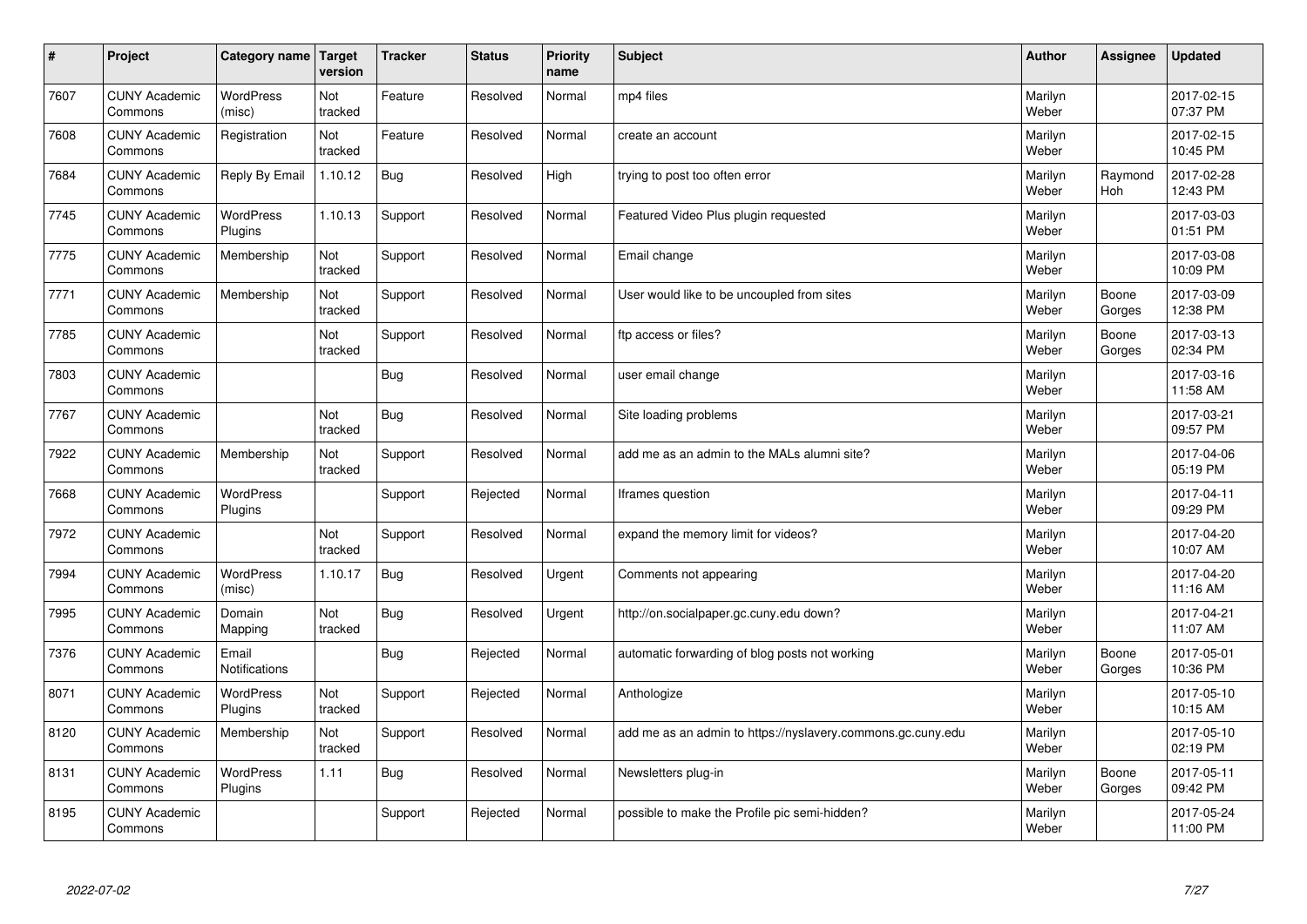| # | Project | Category name | Target version | Tracker | Status | Priority name | Subject | Author | Assignee | Updated |
|---|---|---|---|---|---|---|---|---|---|---|
| 7607 | CUNY Academic Commons | WordPress (misc) | Not tracked | Feature | Resolved | Normal | mp4 files | Marilyn Weber | | 2017-02-15 07:37 PM |
| 7608 | CUNY Academic Commons | Registration | Not tracked | Feature | Resolved | Normal | create an account | Marilyn Weber | | 2017-02-15 10:45 PM |
| 7684 | CUNY Academic Commons | Reply By Email | 1.10.12 | Bug | Resolved | High | trying to post too often error | Marilyn Weber | Raymond Hoh | 2017-02-28 12:43 PM |
| 7745 | CUNY Academic Commons | WordPress Plugins | 1.10.13 | Support | Resolved | Normal | Featured Video Plus plugin requested | Marilyn Weber | | 2017-03-03 01:51 PM |
| 7775 | CUNY Academic Commons | Membership | Not tracked | Support | Resolved | Normal | Email change | Marilyn Weber | | 2017-03-08 10:09 PM |
| 7771 | CUNY Academic Commons | Membership | Not tracked | Support | Resolved | Normal | User would like to be uncoupled from sites | Marilyn Weber | Boone Gorges | 2017-03-09 12:38 PM |
| 7785 | CUNY Academic Commons | | Not tracked | Support | Resolved | Normal | ftp access or files? | Marilyn Weber | Boone Gorges | 2017-03-13 02:34 PM |
| 7803 | CUNY Academic Commons | | | Bug | Resolved | Normal | user email change | Marilyn Weber | | 2017-03-16 11:58 AM |
| 7767 | CUNY Academic Commons | | Not tracked | Bug | Resolved | Normal | Site loading problems | Marilyn Weber | | 2017-03-21 09:57 PM |
| 7922 | CUNY Academic Commons | Membership | Not tracked | Support | Resolved | Normal | add me as an admin to the MALs alumni site? | Marilyn Weber | | 2017-04-06 05:19 PM |
| 7668 | CUNY Academic Commons | WordPress Plugins | | Support | Rejected | Normal | Iframes question | Marilyn Weber | | 2017-04-11 09:29 PM |
| 7972 | CUNY Academic Commons | | Not tracked | Support | Resolved | Normal | expand the memory limit for videos? | Marilyn Weber | | 2017-04-20 10:07 AM |
| 7994 | CUNY Academic Commons | WordPress (misc) | 1.10.17 | Bug | Resolved | Urgent | Comments not appearing | Marilyn Weber | | 2017-04-20 11:16 AM |
| 7995 | CUNY Academic Commons | Domain Mapping | Not tracked | Bug | Resolved | Urgent | http://on.socialpaper.gc.cuny.edu down? | Marilyn Weber | | 2017-04-21 11:07 AM |
| 7376 | CUNY Academic Commons | Email Notifications | | Bug | Rejected | Normal | automatic forwarding of blog posts not working | Marilyn Weber | Boone Gorges | 2017-05-01 10:36 PM |
| 8071 | CUNY Academic Commons | WordPress Plugins | Not tracked | Support | Rejected | Normal | Anthologize | Marilyn Weber | | 2017-05-10 10:15 AM |
| 8120 | CUNY Academic Commons | Membership | Not tracked | Support | Resolved | Normal | add me as an admin to https://nyslavery.commons.gc.cuny.edu | Marilyn Weber | | 2017-05-10 02:19 PM |
| 8131 | CUNY Academic Commons | WordPress Plugins | 1.11 | Bug | Resolved | Normal | Newsletters plug-in | Marilyn Weber | Boone Gorges | 2017-05-11 09:42 PM |
| 8195 | CUNY Academic Commons | | | Support | Rejected | Normal | possible to make the Profile pic semi-hidden? | Marilyn Weber | | 2017-05-24 11:00 PM |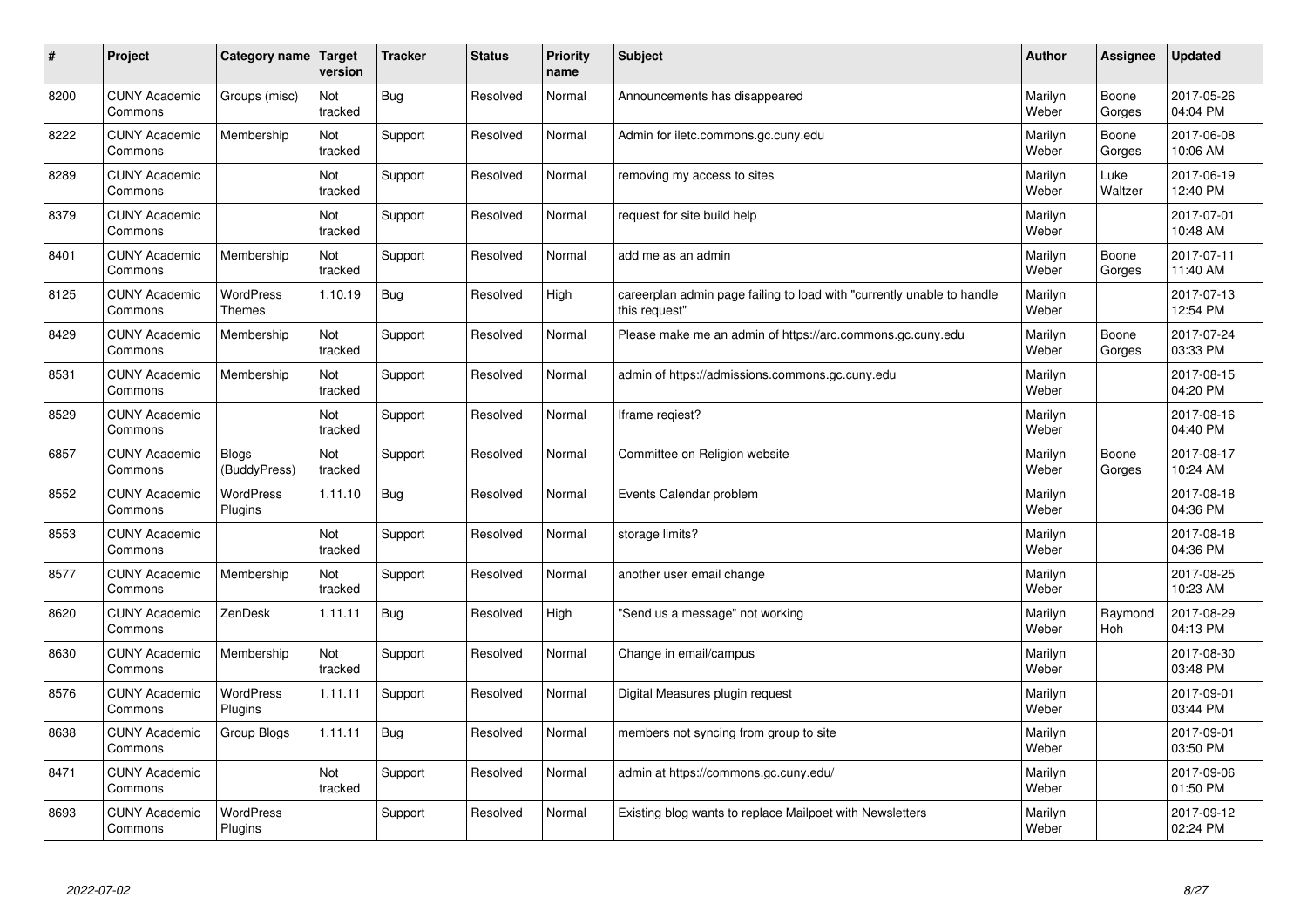| # | Project | Category name | Target version | Tracker | Status | Priority name | Subject | Author | Assignee | Updated |
|---|---|---|---|---|---|---|---|---|---|---|
| 8200 | CUNY Academic Commons | Groups (misc) | Not tracked | Bug | Resolved | Normal | Announcements has disappeared | Marilyn Weber | Boone Gorges | 2017-05-26 04:04 PM |
| 8222 | CUNY Academic Commons | Membership | Not tracked | Support | Resolved | Normal | Admin for iletc.commons.gc.cuny.edu | Marilyn Weber | Boone Gorges | 2017-06-08 10:06 AM |
| 8289 | CUNY Academic Commons | | Not tracked | Support | Resolved | Normal | removing my access to sites | Marilyn Weber | Luke Waltzer | 2017-06-19 12:40 PM |
| 8379 | CUNY Academic Commons | | Not tracked | Support | Resolved | Normal | request for site build help | Marilyn Weber | | 2017-07-01 10:48 AM |
| 8401 | CUNY Academic Commons | Membership | Not tracked | Support | Resolved | Normal | add me as an admin | Marilyn Weber | Boone Gorges | 2017-07-11 11:40 AM |
| 8125 | CUNY Academic Commons | WordPress Themes | 1.10.19 | Bug | Resolved | High | careerplan admin page failing to load with "currently unable to handle this request" | Marilyn Weber | | 2017-07-13 12:54 PM |
| 8429 | CUNY Academic Commons | Membership | Not tracked | Support | Resolved | Normal | Please make me an admin of https://arc.commons.gc.cuny.edu | Marilyn Weber | Boone Gorges | 2017-07-24 03:33 PM |
| 8531 | CUNY Academic Commons | Membership | Not tracked | Support | Resolved | Normal | admin of https://admissions.commons.gc.cuny.edu | Marilyn Weber | | 2017-08-15 04:20 PM |
| 8529 | CUNY Academic Commons | | Not tracked | Support | Resolved | Normal | Iframe reqiest? | Marilyn Weber | | 2017-08-16 04:40 PM |
| 6857 | CUNY Academic Commons | Blogs (BuddyPress) | Not tracked | Support | Resolved | Normal | Committee on Religion website | Marilyn Weber | Boone Gorges | 2017-08-17 10:24 AM |
| 8552 | CUNY Academic Commons | WordPress Plugins | 1.11.10 | Bug | Resolved | Normal | Events Calendar problem | Marilyn Weber | | 2017-08-18 04:36 PM |
| 8553 | CUNY Academic Commons | | Not tracked | Support | Resolved | Normal | storage limits? | Marilyn Weber | | 2017-08-18 04:36 PM |
| 8577 | CUNY Academic Commons | Membership | Not tracked | Support | Resolved | Normal | another user email change | Marilyn Weber | | 2017-08-25 10:23 AM |
| 8620 | CUNY Academic Commons | ZenDesk | 1.11.11 | Bug | Resolved | High | "Send us a message" not working | Marilyn Weber | Raymond Hoh | 2017-08-29 04:13 PM |
| 8630 | CUNY Academic Commons | Membership | Not tracked | Support | Resolved | Normal | Change in email/campus | Marilyn Weber | | 2017-08-30 03:48 PM |
| 8576 | CUNY Academic Commons | WordPress Plugins | 1.11.11 | Support | Resolved | Normal | Digital Measures plugin request | Marilyn Weber | | 2017-09-01 03:44 PM |
| 8638 | CUNY Academic Commons | Group Blogs | 1.11.11 | Bug | Resolved | Normal | members not syncing from group to site | Marilyn Weber | | 2017-09-01 03:50 PM |
| 8471 | CUNY Academic Commons | | Not tracked | Support | Resolved | Normal | admin at https://commons.gc.cuny.edu/ | Marilyn Weber | | 2017-09-06 01:50 PM |
| 8693 | CUNY Academic Commons | WordPress Plugins | | Support | Resolved | Normal | Existing blog wants to replace Mailpoet with Newsletters | Marilyn Weber | | 2017-09-12 02:24 PM |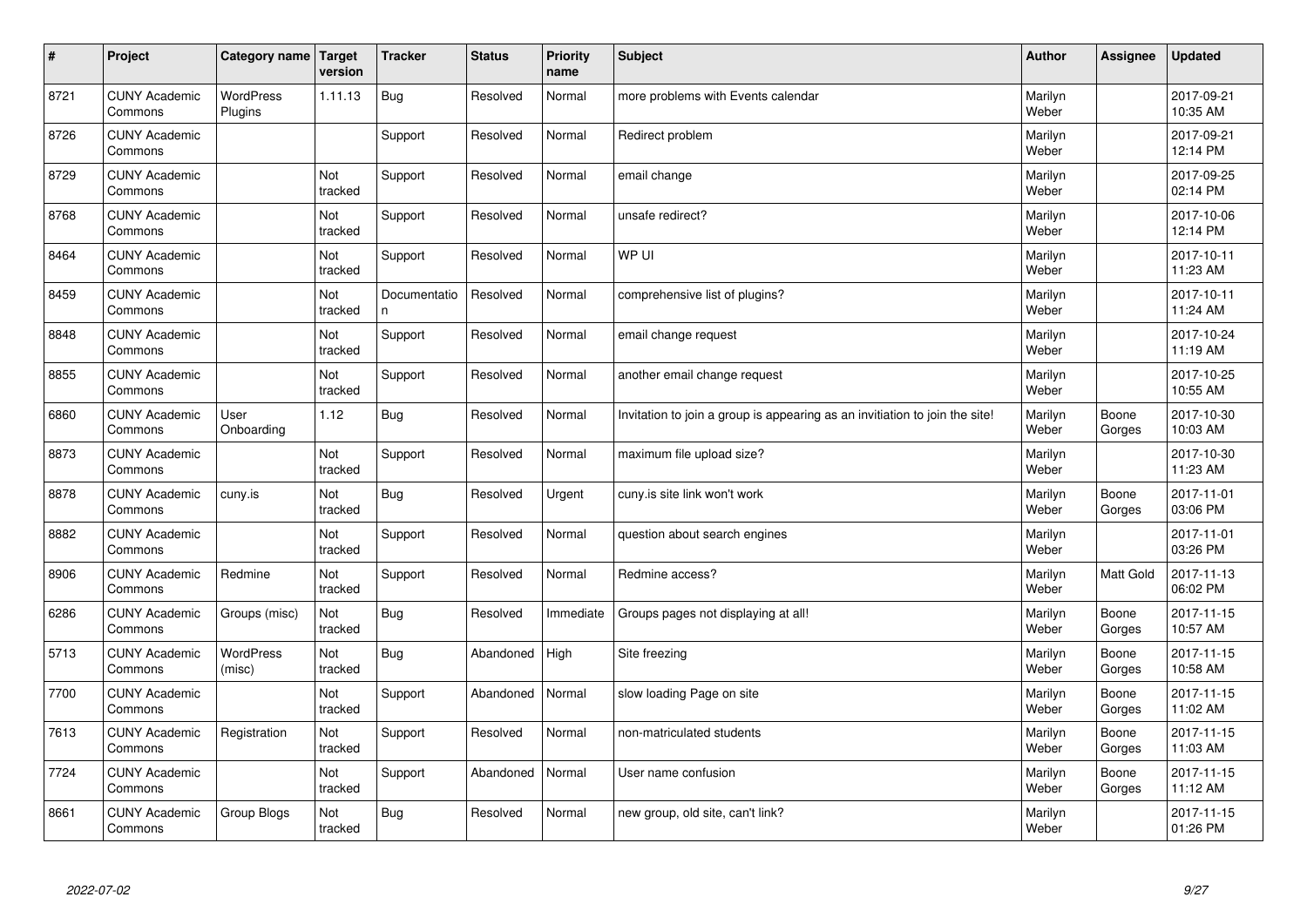| # | Project | Category name | Target version | Tracker | Status | Priority name | Subject | Author | Assignee | Updated |
|---|---|---|---|---|---|---|---|---|---|---|
| 8721 | CUNY Academic Commons | WordPress Plugins | 1.11.13 | Bug | Resolved | Normal | more problems with Events calendar | Marilyn Weber | | 2017-09-21 10:35 AM |
| 8726 | CUNY Academic Commons | | | Support | Resolved | Normal | Redirect problem | Marilyn Weber | | 2017-09-21 12:14 PM |
| 8729 | CUNY Academic Commons | | Not tracked | Support | Resolved | Normal | email change | Marilyn Weber | | 2017-09-25 02:14 PM |
| 8768 | CUNY Academic Commons | | Not tracked | Support | Resolved | Normal | unsafe redirect? | Marilyn Weber | | 2017-10-06 12:14 PM |
| 8464 | CUNY Academic Commons | | Not tracked | Support | Resolved | Normal | WP UI | Marilyn Weber | | 2017-10-11 11:23 AM |
| 8459 | CUNY Academic Commons | | Not tracked | Documentation | Resolved | Normal | comprehensive list of plugins? | Marilyn Weber | | 2017-10-11 11:24 AM |
| 8848 | CUNY Academic Commons | | Not tracked | Support | Resolved | Normal | email change request | Marilyn Weber | | 2017-10-24 11:19 AM |
| 8855 | CUNY Academic Commons | | Not tracked | Support | Resolved | Normal | another email change request | Marilyn Weber | | 2017-10-25 10:55 AM |
| 6860 | CUNY Academic Commons | User Onboarding | 1.12 | Bug | Resolved | Normal | Invitation to join a group is appearing as an invitiation to join the site! | Marilyn Weber | Boone Gorges | 2017-10-30 10:03 AM |
| 8873 | CUNY Academic Commons | | Not tracked | Support | Resolved | Normal | maximum file upload size? | Marilyn Weber | | 2017-10-30 11:23 AM |
| 8878 | CUNY Academic Commons | cuny.is | Not tracked | Bug | Resolved | Urgent | cuny.is site link won't work | Marilyn Weber | Boone Gorges | 2017-11-01 03:06 PM |
| 8882 | CUNY Academic Commons | | Not tracked | Support | Resolved | Normal | question about search engines | Marilyn Weber | | 2017-11-01 03:26 PM |
| 8906 | CUNY Academic Commons | Redmine | Not tracked | Support | Resolved | Normal | Redmine access? | Marilyn Weber | Matt Gold | 2017-11-13 06:02 PM |
| 6286 | CUNY Academic Commons | Groups (misc) | Not tracked | Bug | Resolved | Immediate | Groups pages not displaying at all! | Marilyn Weber | Boone Gorges | 2017-11-15 10:57 AM |
| 5713 | CUNY Academic Commons | WordPress (misc) | Not tracked | Bug | Abandoned | High | Site freezing | Marilyn Weber | Boone Gorges | 2017-11-15 10:58 AM |
| 7700 | CUNY Academic Commons | | Not tracked | Support | Abandoned | Normal | slow loading Page on site | Marilyn Weber | Boone Gorges | 2017-11-15 11:02 AM |
| 7613 | CUNY Academic Commons | Registration | Not tracked | Support | Resolved | Normal | non-matriculated students | Marilyn Weber | Boone Gorges | 2017-11-15 11:03 AM |
| 7724 | CUNY Academic Commons | | Not tracked | Support | Abandoned | Normal | User name confusion | Marilyn Weber | Boone Gorges | 2017-11-15 11:12 AM |
| 8661 | CUNY Academic Commons | Group Blogs | Not tracked | Bug | Resolved | Normal | new group, old site, can't link? | Marilyn Weber | | 2017-11-15 01:26 PM |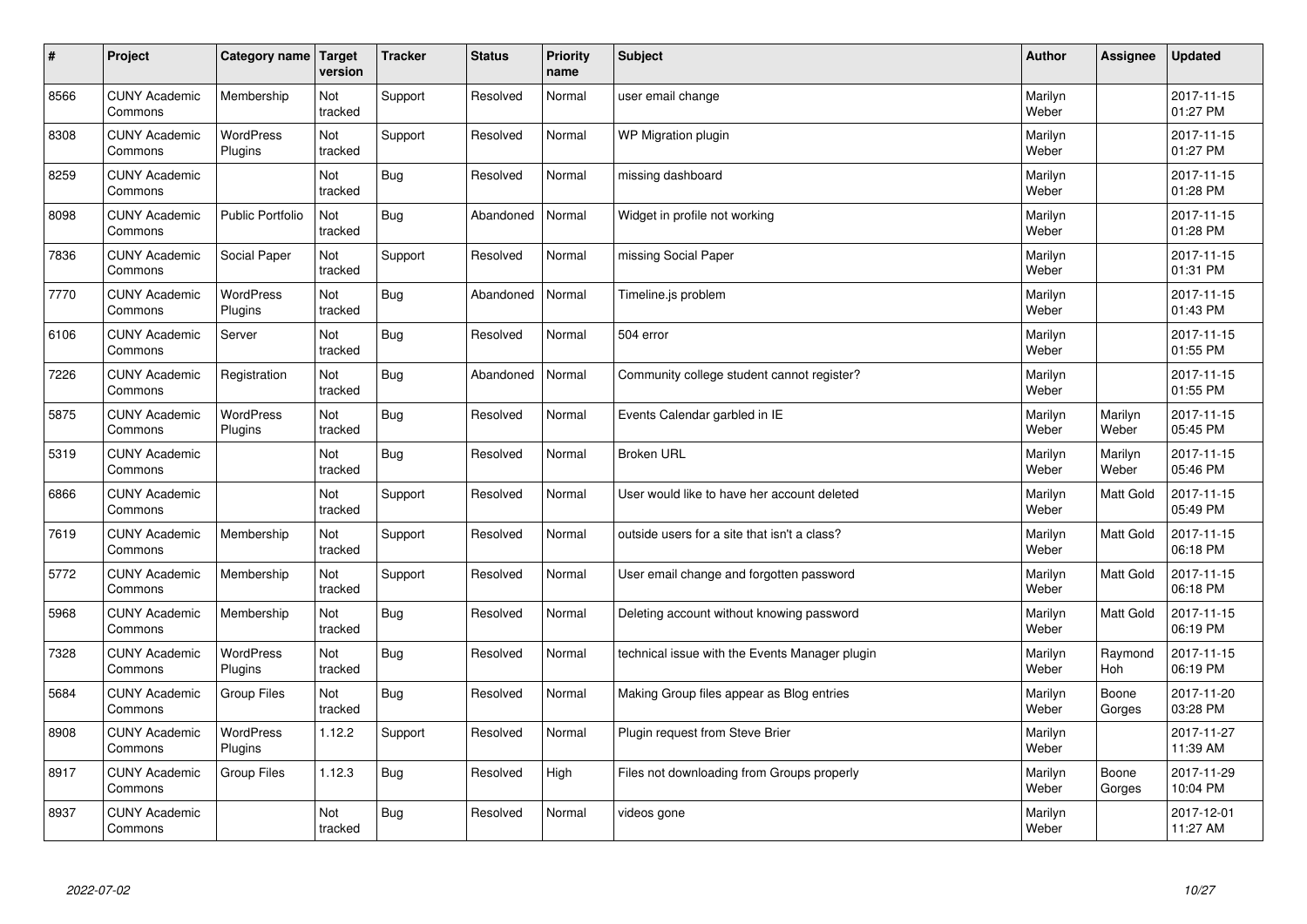| # | Project | Category name | Target version | Tracker | Status | Priority name | Subject | Author | Assignee | Updated |
|---|---|---|---|---|---|---|---|---|---|---|
| 8566 | CUNY Academic Commons | Membership | Not tracked | Support | Resolved | Normal | user email change | Marilyn Weber | | 2017-11-15 01:27 PM |
| 8308 | CUNY Academic Commons | WordPress Plugins | Not tracked | Support | Resolved | Normal | WP Migration plugin | Marilyn Weber | | 2017-11-15 01:27 PM |
| 8259 | CUNY Academic Commons | | Not tracked | Bug | Resolved | Normal | missing dashboard | Marilyn Weber | | 2017-11-15 01:28 PM |
| 8098 | CUNY Academic Commons | Public Portfolio | Not tracked | Bug | Abandoned | Normal | Widget in profile not working | Marilyn Weber | | 2017-11-15 01:28 PM |
| 7836 | CUNY Academic Commons | Social Paper | Not tracked | Support | Resolved | Normal | missing Social Paper | Marilyn Weber | | 2017-11-15 01:31 PM |
| 7770 | CUNY Academic Commons | WordPress Plugins | Not tracked | Bug | Abandoned | Normal | Timeline.js problem | Marilyn Weber | | 2017-11-15 01:43 PM |
| 6106 | CUNY Academic Commons | Server | Not tracked | Bug | Resolved | Normal | 504 error | Marilyn Weber | | 2017-11-15 01:55 PM |
| 7226 | CUNY Academic Commons | Registration | Not tracked | Bug | Abandoned | Normal | Community college student cannot register? | Marilyn Weber | | 2017-11-15 01:55 PM |
| 5875 | CUNY Academic Commons | WordPress Plugins | Not tracked | Bug | Resolved | Normal | Events Calendar garbled in IE | Marilyn Weber | Marilyn Weber | 2017-11-15 05:45 PM |
| 5319 | CUNY Academic Commons | | Not tracked | Bug | Resolved | Normal | Broken URL | Marilyn Weber | Marilyn Weber | 2017-11-15 05:46 PM |
| 6866 | CUNY Academic Commons | | Not tracked | Support | Resolved | Normal | User would like to have her account deleted | Marilyn Weber | Matt Gold | 2017-11-15 05:49 PM |
| 7619 | CUNY Academic Commons | Membership | Not tracked | Support | Resolved | Normal | outside users for a site that isn't a class? | Marilyn Weber | Matt Gold | 2017-11-15 06:18 PM |
| 5772 | CUNY Academic Commons | Membership | Not tracked | Support | Resolved | Normal | User email change and forgotten password | Marilyn Weber | Matt Gold | 2017-11-15 06:18 PM |
| 5968 | CUNY Academic Commons | Membership | Not tracked | Bug | Resolved | Normal | Deleting account without knowing password | Marilyn Weber | Matt Gold | 2017-11-15 06:19 PM |
| 7328 | CUNY Academic Commons | WordPress Plugins | Not tracked | Bug | Resolved | Normal | technical issue with the Events Manager plugin | Marilyn Weber | Raymond Hoh | 2017-11-15 06:19 PM |
| 5684 | CUNY Academic Commons | Group Files | Not tracked | Bug | Resolved | Normal | Making Group files appear as Blog entries | Marilyn Weber | Boone Gorges | 2017-11-20 03:28 PM |
| 8908 | CUNY Academic Commons | WordPress Plugins | 1.12.2 | Support | Resolved | Normal | Plugin request from Steve Brier | Marilyn Weber | | 2017-11-27 11:39 AM |
| 8917 | CUNY Academic Commons | Group Files | 1.12.3 | Bug | Resolved | High | Files not downloading from Groups properly | Marilyn Weber | Boone Gorges | 2017-11-29 10:04 PM |
| 8937 | CUNY Academic Commons | | Not tracked | Bug | Resolved | Normal | videos gone | Marilyn Weber | | 2017-12-01 11:27 AM |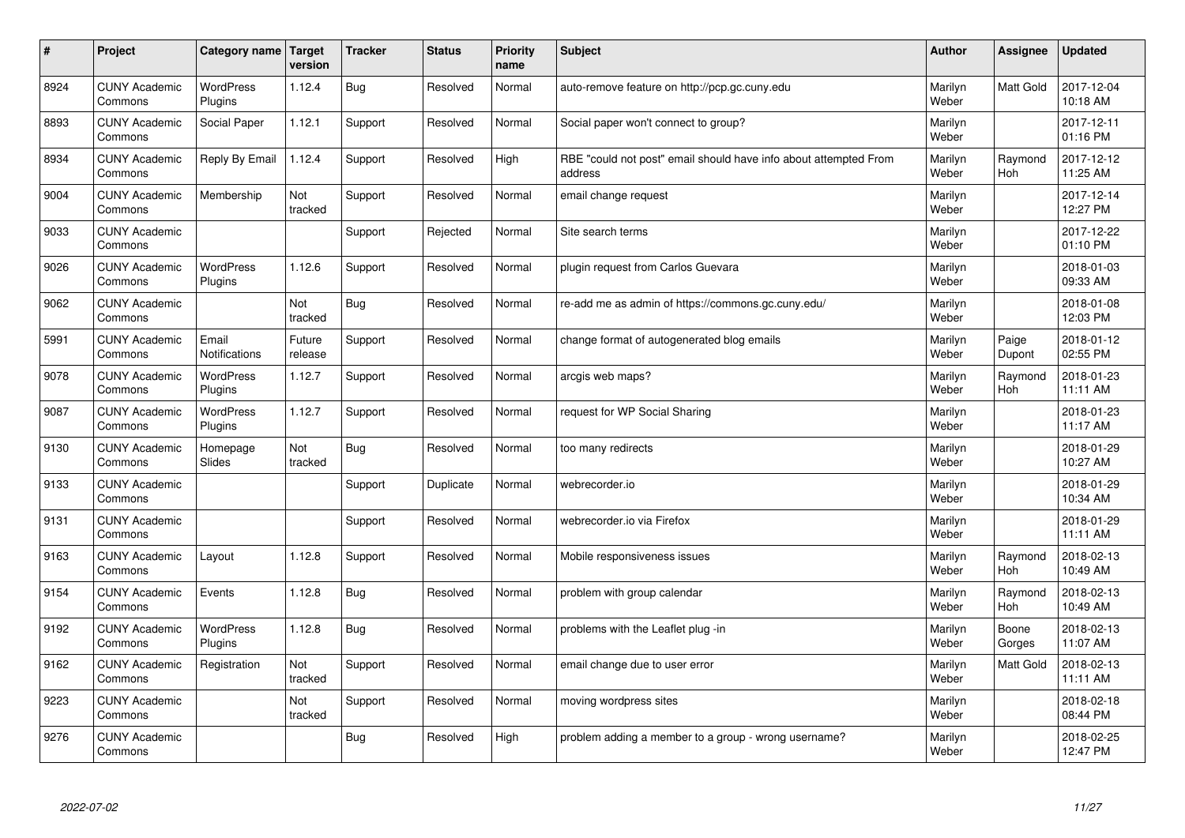| # | Project | Category name | Target version | Tracker | Status | Priority name | Subject | Author | Assignee | Updated |
|---|---|---|---|---|---|---|---|---|---|---|
| 8924 | CUNY Academic Commons | WordPress Plugins | 1.12.4 | Bug | Resolved | Normal | auto-remove feature on http://pcp.gc.cuny.edu | Marilyn Weber | Matt Gold | 2017-12-04 10:18 AM |
| 8893 | CUNY Academic Commons | Social Paper | 1.12.1 | Support | Resolved | Normal | Social paper won't connect to group? | Marilyn Weber | | 2017-12-11 01:16 PM |
| 8934 | CUNY Academic Commons | Reply By Email | 1.12.4 | Support | Resolved | High | RBE "could not post" email should have info about attempted From address | Marilyn Weber | Raymond Hoh | 2017-12-12 11:25 AM |
| 9004 | CUNY Academic Commons | Membership | Not tracked | Support | Resolved | Normal | email change request | Marilyn Weber | | 2017-12-14 12:27 PM |
| 9033 | CUNY Academic Commons | | | Support | Rejected | Normal | Site search terms | Marilyn Weber | | 2017-12-22 01:10 PM |
| 9026 | CUNY Academic Commons | WordPress Plugins | 1.12.6 | Support | Resolved | Normal | plugin request from Carlos Guevara | Marilyn Weber | | 2018-01-03 09:33 AM |
| 9062 | CUNY Academic Commons | | Not tracked | Bug | Resolved | Normal | re-add me as admin of https://commons.gc.cuny.edu/ | Marilyn Weber | | 2018-01-08 12:03 PM |
| 5991 | CUNY Academic Commons | Email Notifications | Future release | Support | Resolved | Normal | change format of autogenerated blog emails | Marilyn Weber | Paige Dupont | 2018-01-12 02:55 PM |
| 9078 | CUNY Academic Commons | WordPress Plugins | 1.12.7 | Support | Resolved | Normal | arcgis web maps? | Marilyn Weber | Raymond Hoh | 2018-01-23 11:11 AM |
| 9087 | CUNY Academic Commons | WordPress Plugins | 1.12.7 | Support | Resolved | Normal | request for WP Social Sharing | Marilyn Weber | | 2018-01-23 11:17 AM |
| 9130 | CUNY Academic Commons | Homepage Slides | Not tracked | Bug | Resolved | Normal | too many redirects | Marilyn Weber | | 2018-01-29 10:27 AM |
| 9133 | CUNY Academic Commons | | | Support | Duplicate | Normal | webrecorder.io | Marilyn Weber | | 2018-01-29 10:34 AM |
| 9131 | CUNY Academic Commons | | | Support | Resolved | Normal | webrecorder.io via Firefox | Marilyn Weber | | 2018-01-29 11:11 AM |
| 9163 | CUNY Academic Commons | Layout | 1.12.8 | Support | Resolved | Normal | Mobile responsiveness issues | Marilyn Weber | Raymond Hoh | 2018-02-13 10:49 AM |
| 9154 | CUNY Academic Commons | Events | 1.12.8 | Bug | Resolved | Normal | problem with group calendar | Marilyn Weber | Raymond Hoh | 2018-02-13 10:49 AM |
| 9192 | CUNY Academic Commons | WordPress Plugins | 1.12.8 | Bug | Resolved | Normal | problems with the Leaflet plug -in | Marilyn Weber | Boone Gorges | 2018-02-13 11:07 AM |
| 9162 | CUNY Academic Commons | Registration | Not tracked | Support | Resolved | Normal | email change due to user error | Marilyn Weber | Matt Gold | 2018-02-13 11:11 AM |
| 9223 | CUNY Academic Commons | | Not tracked | Support | Resolved | Normal | moving wordpress sites | Marilyn Weber | | 2018-02-18 08:44 PM |
| 9276 | CUNY Academic Commons | | | Bug | Resolved | High | problem adding a member to a group - wrong username? | Marilyn Weber | | 2018-02-25 12:47 PM |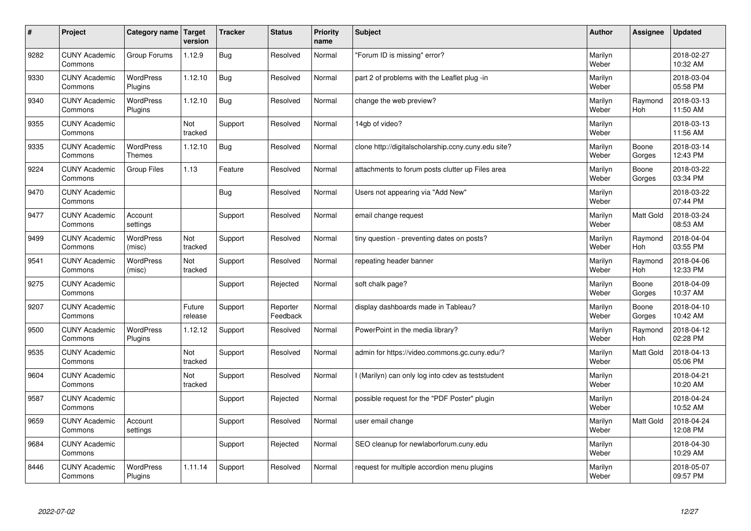| # | Project | Category name | Target version | Tracker | Status | Priority name | Subject | Author | Assignee | Updated |
|---|---|---|---|---|---|---|---|---|---|---|
| 9282 | CUNY Academic Commons | Group Forums | 1.12.9 | Bug | Resolved | Normal | "Forum ID is missing" error? | Marilyn Weber | | 2018-02-27 10:32 AM |
| 9330 | CUNY Academic Commons | WordPress Plugins | 1.12.10 | Bug | Resolved | Normal | part 2 of problems with the Leaflet plug -in | Marilyn Weber | | 2018-03-04 05:58 PM |
| 9340 | CUNY Academic Commons | WordPress Plugins | 1.12.10 | Bug | Resolved | Normal | change the web preview? | Marilyn Weber | Raymond Hoh | 2018-03-13 11:50 AM |
| 9355 | CUNY Academic Commons | | Not tracked | Support | Resolved | Normal | 14gb of video? | Marilyn Weber | | 2018-03-13 11:56 AM |
| 9335 | CUNY Academic Commons | WordPress Themes | 1.12.10 | Bug | Resolved | Normal | clone http://digitalscholarship.ccny.cuny.edu site? | Marilyn Weber | Boone Gorges | 2018-03-14 12:43 PM |
| 9224 | CUNY Academic Commons | Group Files | 1.13 | Feature | Resolved | Normal | attachments to forum posts clutter up Files area | Marilyn Weber | Boone Gorges | 2018-03-22 03:34 PM |
| 9470 | CUNY Academic Commons | | | Bug | Resolved | Normal | Users not appearing via "Add New" | Marilyn Weber | | 2018-03-22 07:44 PM |
| 9477 | CUNY Academic Commons | Account settings | | Support | Resolved | Normal | email change request | Marilyn Weber | Matt Gold | 2018-03-24 08:53 AM |
| 9499 | CUNY Academic Commons | WordPress (misc) | Not tracked | Support | Resolved | Normal | tiny question - preventing dates on posts? | Marilyn Weber | Raymond Hoh | 2018-04-04 03:55 PM |
| 9541 | CUNY Academic Commons | WordPress (misc) | Not tracked | Support | Resolved | Normal | repeating header banner | Marilyn Weber | Raymond Hoh | 2018-04-06 12:33 PM |
| 9275 | CUNY Academic Commons | | | Support | Rejected | Normal | soft chalk page? | Marilyn Weber | Boone Gorges | 2018-04-09 10:37 AM |
| 9207 | CUNY Academic Commons | | Future release | Support | Reporter Feedback | Normal | display dashboards made in Tableau? | Marilyn Weber | Boone Gorges | 2018-04-10 10:42 AM |
| 9500 | CUNY Academic Commons | WordPress Plugins | 1.12.12 | Support | Resolved | Normal | PowerPoint in the media library? | Marilyn Weber | Raymond Hoh | 2018-04-12 02:28 PM |
| 9535 | CUNY Academic Commons | | Not tracked | Support | Resolved | Normal | admin for https://video.commons.gc.cuny.edu/? | Marilyn Weber | Matt Gold | 2018-04-13 05:06 PM |
| 9604 | CUNY Academic Commons | | Not tracked | Support | Resolved | Normal | I (Marilyn) can only log into cdev as teststudent | Marilyn Weber | | 2018-04-21 10:20 AM |
| 9587 | CUNY Academic Commons | | | Support | Rejected | Normal | possible request for the "PDF Poster" plugin | Marilyn Weber | | 2018-04-24 10:52 AM |
| 9659 | CUNY Academic Commons | Account settings | | Support | Resolved | Normal | user email change | Marilyn Weber | Matt Gold | 2018-04-24 12:08 PM |
| 9684 | CUNY Academic Commons | | | Support | Rejected | Normal | SEO cleanup for newlaborforum.cuny.edu | Marilyn Weber | | 2018-04-30 10:29 AM |
| 8446 | CUNY Academic Commons | WordPress Plugins | 1.11.14 | Support | Resolved | Normal | request for multiple accordion menu plugins | Marilyn Weber | | 2018-05-07 09:57 PM |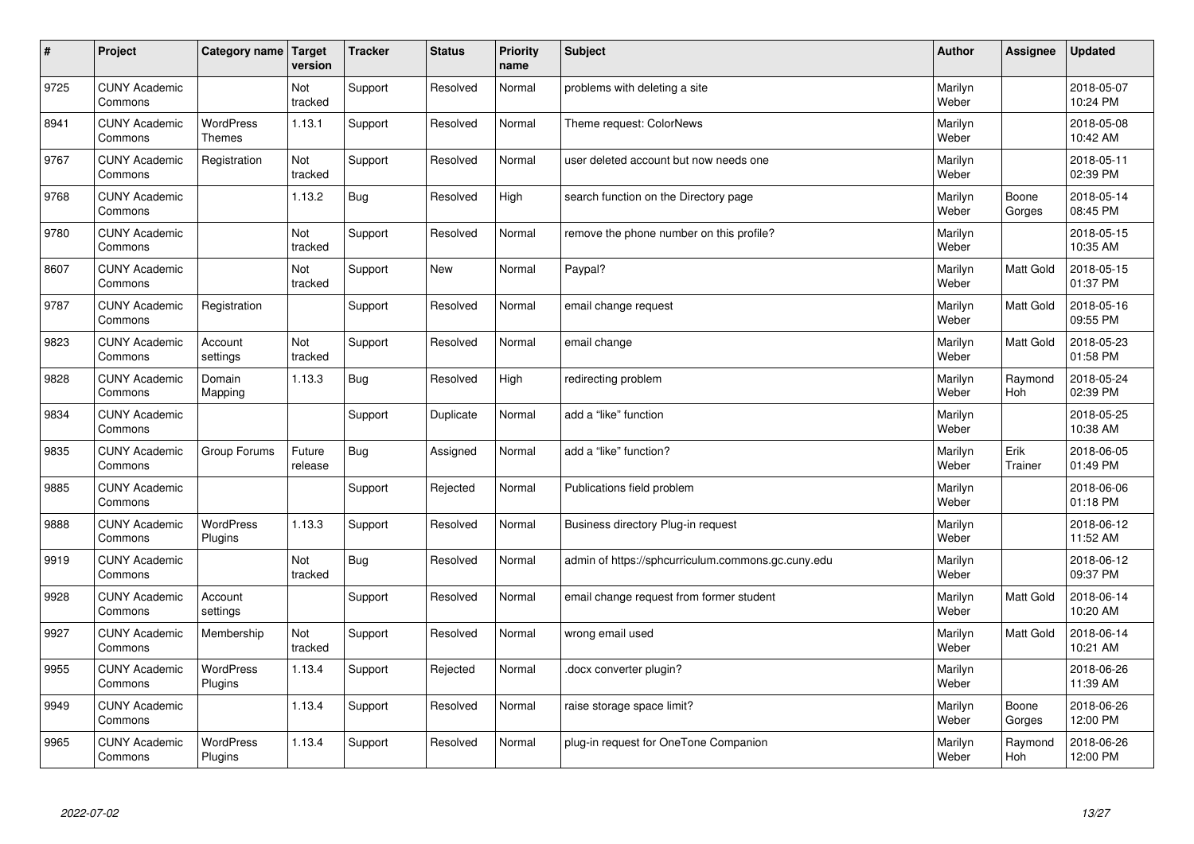| # | Project | Category name | Target version | Tracker | Status | Priority name | Subject | Author | Assignee | Updated |
|---|---|---|---|---|---|---|---|---|---|---|
| 9725 | CUNY Academic Commons | | Not tracked | Support | Resolved | Normal | problems with deleting a site | Marilyn Weber | | 2018-05-07 10:24 PM |
| 8941 | CUNY Academic Commons | WordPress Themes | 1.13.1 | Support | Resolved | Normal | Theme request: ColorNews | Marilyn Weber | | 2018-05-08 10:42 AM |
| 9767 | CUNY Academic Commons | Registration | Not tracked | Support | Resolved | Normal | user deleted account but now needs one | Marilyn Weber | | 2018-05-11 02:39 PM |
| 9768 | CUNY Academic Commons | | 1.13.2 | Bug | Resolved | High | search function on the Directory page | Marilyn Weber | Boone Gorges | 2018-05-14 08:45 PM |
| 9780 | CUNY Academic Commons | | Not tracked | Support | Resolved | Normal | remove the phone number on this profile? | Marilyn Weber | | 2018-05-15 10:35 AM |
| 8607 | CUNY Academic Commons | | Not tracked | Support | New | Normal | Paypal? | Marilyn Weber | Matt Gold | 2018-05-15 01:37 PM |
| 9787 | CUNY Academic Commons | Registration | | Support | Resolved | Normal | email change request | Marilyn Weber | Matt Gold | 2018-05-16 09:55 PM |
| 9823 | CUNY Academic Commons | Account settings | Not tracked | Support | Resolved | Normal | email change | Marilyn Weber | Matt Gold | 2018-05-23 01:58 PM |
| 9828 | CUNY Academic Commons | Domain Mapping | 1.13.3 | Bug | Resolved | High | redirecting problem | Marilyn Weber | Raymond Hoh | 2018-05-24 02:39 PM |
| 9834 | CUNY Academic Commons | | | Support | Duplicate | Normal | add a "like" function | Marilyn Weber | | 2018-05-25 10:38 AM |
| 9835 | CUNY Academic Commons | Group Forums | Future release | Bug | Assigned | Normal | add a "like" function? | Marilyn Weber | Erik Trainer | 2018-06-05 01:49 PM |
| 9885 | CUNY Academic Commons | | | Support | Rejected | Normal | Publications field problem | Marilyn Weber | | 2018-06-06 01:18 PM |
| 9888 | CUNY Academic Commons | WordPress Plugins | 1.13.3 | Support | Resolved | Normal | Business directory Plug-in request | Marilyn Weber | | 2018-06-12 11:52 AM |
| 9919 | CUNY Academic Commons | | Not tracked | Bug | Resolved | Normal | admin of https://sphcurriculum.commons.gc.cuny.edu | Marilyn Weber | | 2018-06-12 09:37 PM |
| 9928 | CUNY Academic Commons | Account settings | | Support | Resolved | Normal | email change request from former student | Marilyn Weber | Matt Gold | 2018-06-14 10:20 AM |
| 9927 | CUNY Academic Commons | Membership | Not tracked | Support | Resolved | Normal | wrong email used | Marilyn Weber | Matt Gold | 2018-06-14 10:21 AM |
| 9955 | CUNY Academic Commons | WordPress Plugins | 1.13.4 | Support | Rejected | Normal | .docx converter plugin? | Marilyn Weber | | 2018-06-26 11:39 AM |
| 9949 | CUNY Academic Commons | | 1.13.4 | Support | Resolved | Normal | raise storage space limit? | Marilyn Weber | Boone Gorges | 2018-06-26 12:00 PM |
| 9965 | CUNY Academic Commons | WordPress Plugins | 1.13.4 | Support | Resolved | Normal | plug-in request for OneTone Companion | Marilyn Weber | Raymond Hoh | 2018-06-26 12:00 PM |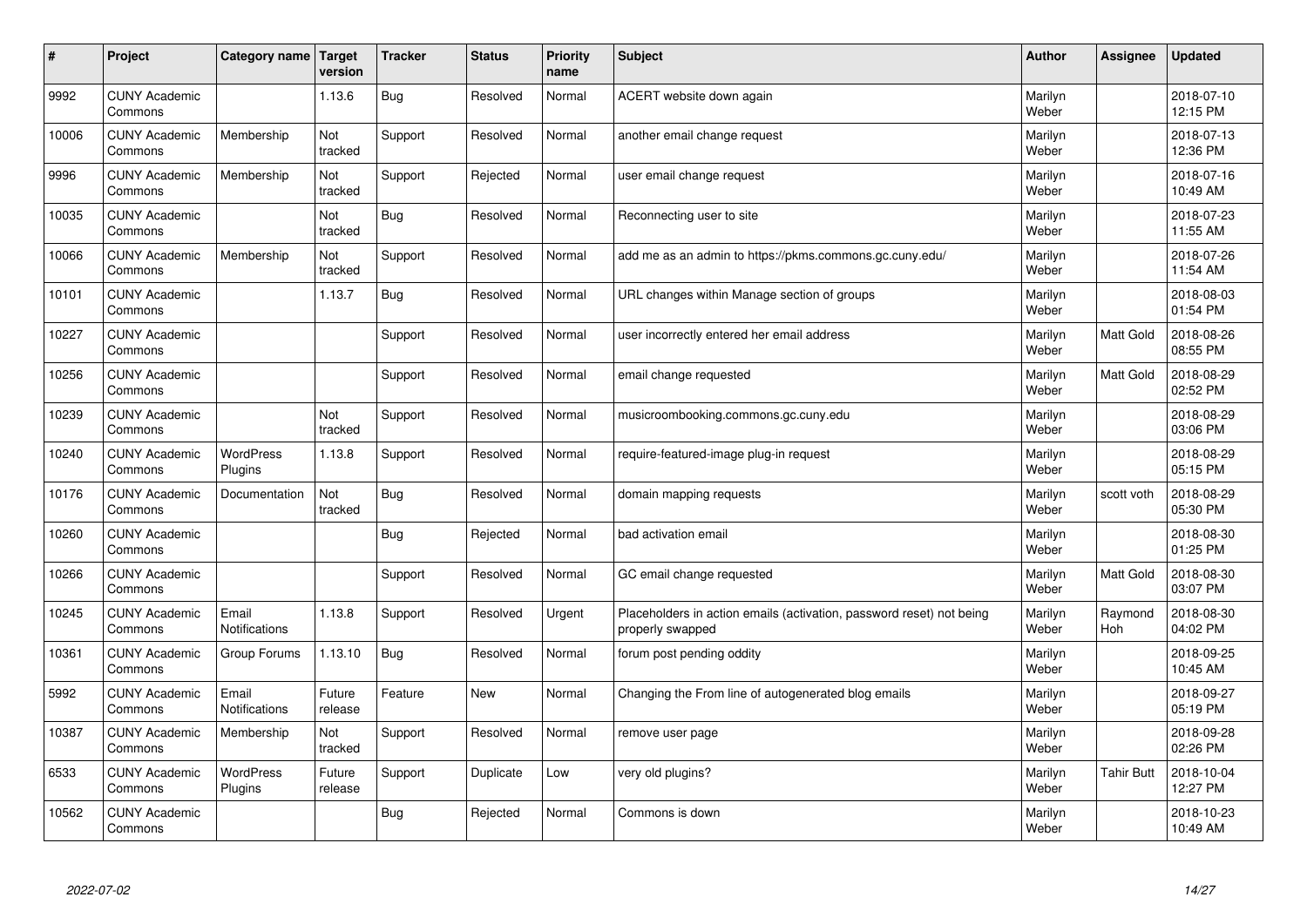| # | Project | Category name | Target version | Tracker | Status | Priority name | Subject | Author | Assignee | Updated |
|---|---|---|---|---|---|---|---|---|---|---|
| 9992 | CUNY Academic Commons | | 1.13.6 | Bug | Resolved | Normal | ACERT website down again | Marilyn Weber | | 2018-07-10 12:15 PM |
| 10006 | CUNY Academic Commons | Membership | Not tracked | Support | Resolved | Normal | another email change request | Marilyn Weber | | 2018-07-13 12:36 PM |
| 9996 | CUNY Academic Commons | Membership | Not tracked | Support | Rejected | Normal | user email change request | Marilyn Weber | | 2018-07-16 10:49 AM |
| 10035 | CUNY Academic Commons | | Not tracked | Bug | Resolved | Normal | Reconnecting user to site | Marilyn Weber | | 2018-07-23 11:55 AM |
| 10066 | CUNY Academic Commons | Membership | Not tracked | Support | Resolved | Normal | add me as an admin to https://pkms.commons.gc.cuny.edu/ | Marilyn Weber | | 2018-07-26 11:54 AM |
| 10101 | CUNY Academic Commons | | 1.13.7 | Bug | Resolved | Normal | URL changes within Manage section of groups | Marilyn Weber | | 2018-08-03 01:54 PM |
| 10227 | CUNY Academic Commons | | | Support | Resolved | Normal | user incorrectly entered her email address | Marilyn Weber | Matt Gold | 2018-08-26 08:55 PM |
| 10256 | CUNY Academic Commons | | | Support | Resolved | Normal | email change requested | Marilyn Weber | Matt Gold | 2018-08-29 02:52 PM |
| 10239 | CUNY Academic Commons | | Not tracked | Support | Resolved | Normal | musicroombooking.commons.gc.cuny.edu | Marilyn Weber | | 2018-08-29 03:06 PM |
| 10240 | CUNY Academic Commons | WordPress Plugins | 1.13.8 | Support | Resolved | Normal | require-featured-image plug-in request | Marilyn Weber | | 2018-08-29 05:15 PM |
| 10176 | CUNY Academic Commons | Documentation | Not tracked | Bug | Resolved | Normal | domain mapping requests | Marilyn Weber | scott voth | 2018-08-29 05:30 PM |
| 10260 | CUNY Academic Commons | | | Bug | Rejected | Normal | bad activation email | Marilyn Weber | | 2018-08-30 01:25 PM |
| 10266 | CUNY Academic Commons | | | Support | Resolved | Normal | GC email change requested | Marilyn Weber | Matt Gold | 2018-08-30 03:07 PM |
| 10245 | CUNY Academic Commons | Email Notifications | 1.13.8 | Support | Resolved | Urgent | Placeholders in action emails (activation, password reset) not being properly swapped | Marilyn Weber | Raymond Hoh | 2018-08-30 04:02 PM |
| 10361 | CUNY Academic Commons | Group Forums | 1.13.10 | Bug | Resolved | Normal | forum post pending oddity | Marilyn Weber | | 2018-09-25 10:45 AM |
| 5992 | CUNY Academic Commons | Email Notifications | Future release | Feature | New | Normal | Changing the From line of autogenerated blog emails | Marilyn Weber | | 2018-09-27 05:19 PM |
| 10387 | CUNY Academic Commons | Membership | Not tracked | Support | Resolved | Normal | remove user page | Marilyn Weber | | 2018-09-28 02:26 PM |
| 6533 | CUNY Academic Commons | WordPress Plugins | Future release | Support | Duplicate | Low | very old plugins? | Marilyn Weber | Tahir Butt | 2018-10-04 12:27 PM |
| 10562 | CUNY Academic Commons | | | Bug | Rejected | Normal | Commons is down | Marilyn Weber | | 2018-10-23 10:49 AM |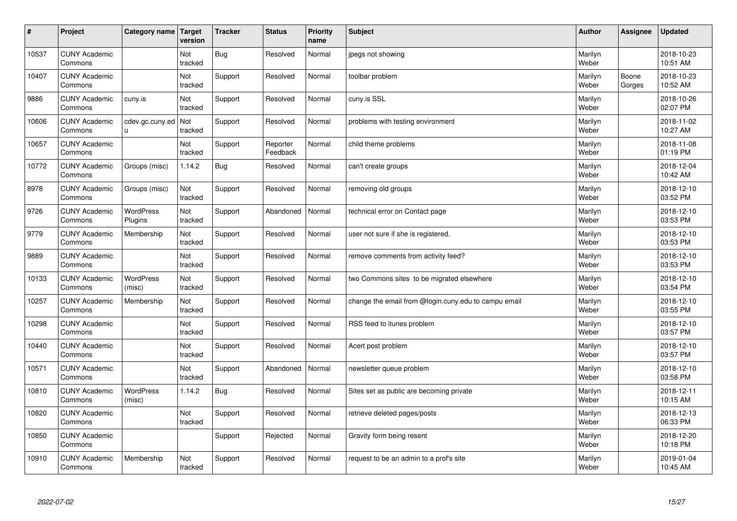| # | Project | Category name | Target version | Tracker | Status | Priority name | Subject | Author | Assignee | Updated |
|---|---|---|---|---|---|---|---|---|---|---|
| 10537 | CUNY Academic Commons | | Not tracked | Bug | Resolved | Normal | jpegs not showing | Marilyn Weber | | 2018-10-23 10:51 AM |
| 10407 | CUNY Academic Commons | | Not tracked | Support | Resolved | Normal | toolbar problem | Marilyn Weber | Boone Gorges | 2018-10-23 10:52 AM |
| 9886 | CUNY Academic Commons | cuny.is | Not tracked | Support | Resolved | Normal | cuny.is SSL | Marilyn Weber | | 2018-10-26 02:07 PM |
| 10606 | CUNY Academic Commons | cdev.gc.cuny.edu | Not tracked | Support | Resolved | Normal | problems with testing environment | Marilyn Weber | | 2018-11-02 10:27 AM |
| 10657 | CUNY Academic Commons | | Not tracked | Support | Reporter Feedback | Normal | child theme problems | Marilyn Weber | | 2018-11-08 01:19 PM |
| 10772 | CUNY Academic Commons | Groups (misc) | 1.14.2 | Bug | Resolved | Normal | can't create groups | Marilyn Weber | | 2018-12-04 10:42 AM |
| 8978 | CUNY Academic Commons | Groups (misc) | Not tracked | Support | Resolved | Normal | removing old groups | Marilyn Weber | | 2018-12-10 03:52 PM |
| 9726 | CUNY Academic Commons | WordPress Plugins | Not tracked | Support | Abandoned | Normal | technical error on Contact page | Marilyn Weber | | 2018-12-10 03:53 PM |
| 9779 | CUNY Academic Commons | Membership | Not tracked | Support | Resolved | Normal | user not sure if she is registered. | Marilyn Weber | | 2018-12-10 03:53 PM |
| 9889 | CUNY Academic Commons | | Not tracked | Support | Resolved | Normal | remove comments from activity feed? | Marilyn Weber | | 2018-12-10 03:53 PM |
| 10133 | CUNY Academic Commons | WordPress (misc) | Not tracked | Support | Resolved | Normal | two Commons sites to be migrated elsewhere | Marilyn Weber | | 2018-12-10 03:54 PM |
| 10257 | CUNY Academic Commons | Membership | Not tracked | Support | Resolved | Normal | change the email from @login.cuny.edu to campu email | Marilyn Weber | | 2018-12-10 03:55 PM |
| 10298 | CUNY Academic Commons | | Not tracked | Support | Resolved | Normal | RSS feed to itunes problem | Marilyn Weber | | 2018-12-10 03:57 PM |
| 10440 | CUNY Academic Commons | | Not tracked | Support | Resolved | Normal | Acert post problem | Marilyn Weber | | 2018-12-10 03:57 PM |
| 10571 | CUNY Academic Commons | | Not tracked | Support | Abandoned | Normal | newsletter queue problem | Marilyn Weber | | 2018-12-10 03:58 PM |
| 10810 | CUNY Academic Commons | WordPress (misc) | 1.14.2 | Bug | Resolved | Normal | Sites set as public are becoming private | Marilyn Weber | | 2018-12-11 10:15 AM |
| 10820 | CUNY Academic Commons | | Not tracked | Support | Resolved | Normal | retrieve deleted pages/posts | Marilyn Weber | | 2018-12-13 06:33 PM |
| 10850 | CUNY Academic Commons | | | Support | Rejected | Normal | Gravity form being resent | Marilyn Weber | | 2018-12-20 10:18 PM |
| 10910 | CUNY Academic Commons | Membership | Not tracked | Support | Resolved | Normal | request to be an admin to a prof's site | Marilyn Weber | | 2019-01-04 10:45 AM |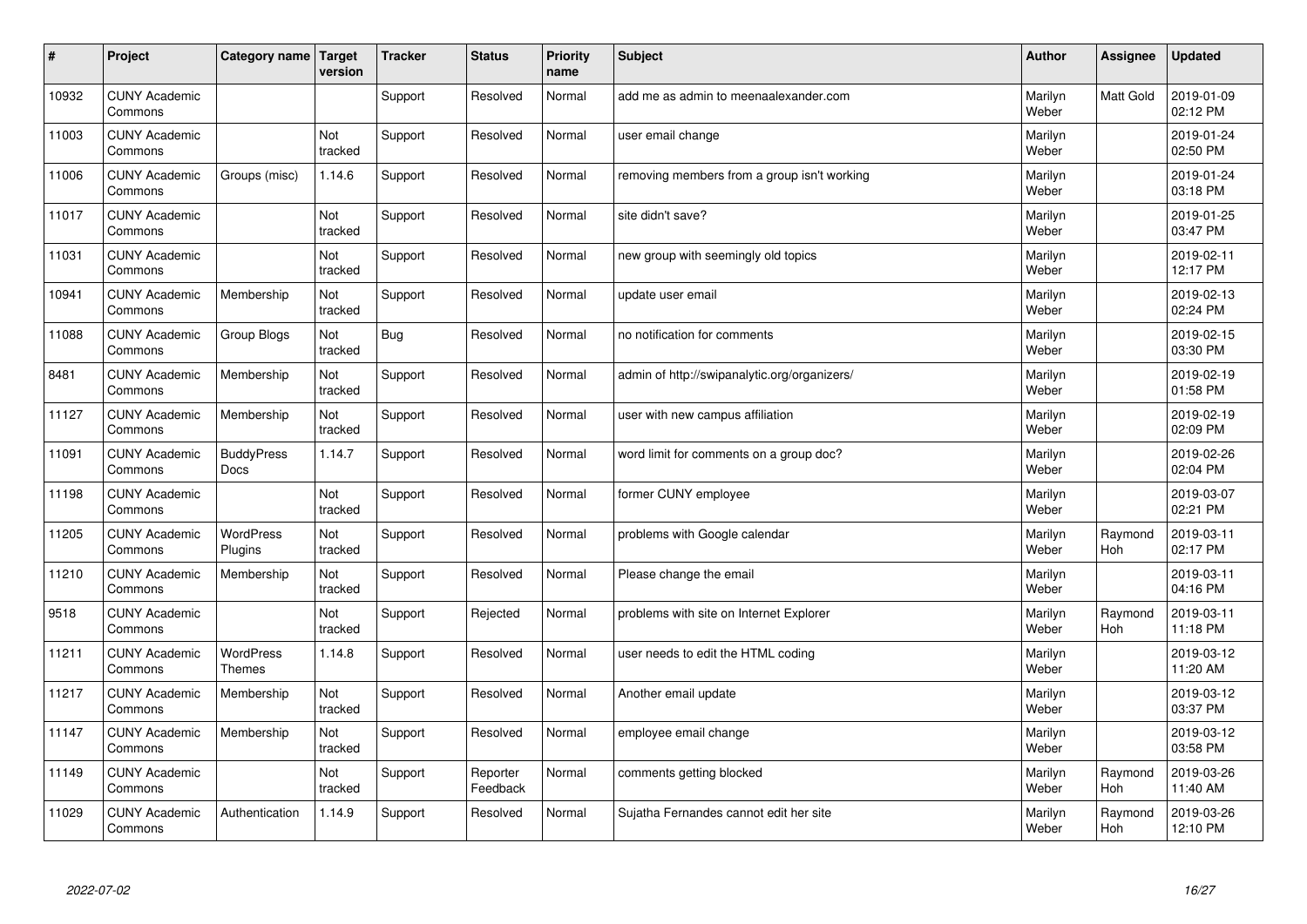| # | Project | Category name | Target version | Tracker | Status | Priority name | Subject | Author | Assignee | Updated |
|---|---|---|---|---|---|---|---|---|---|---|
| 10932 | CUNY Academic Commons | | | Support | Resolved | Normal | add me as admin to meenaalexander.com | Marilyn Weber | Matt Gold | 2019-01-09 02:12 PM |
| 11003 | CUNY Academic Commons | | Not tracked | Support | Resolved | Normal | user email change | Marilyn Weber | | 2019-01-24 02:50 PM |
| 11006 | CUNY Academic Commons | Groups (misc) | 1.14.6 | Support | Resolved | Normal | removing members from a group isn't working | Marilyn Weber | | 2019-01-24 03:18 PM |
| 11017 | CUNY Academic Commons | | Not tracked | Support | Resolved | Normal | site didn't save? | Marilyn Weber | | 2019-01-25 03:47 PM |
| 11031 | CUNY Academic Commons | | Not tracked | Support | Resolved | Normal | new group with seemingly old topics | Marilyn Weber | | 2019-02-11 12:17 PM |
| 10941 | CUNY Academic Commons | Membership | Not tracked | Support | Resolved | Normal | update user email | Marilyn Weber | | 2019-02-13 02:24 PM |
| 11088 | CUNY Academic Commons | Group Blogs | Not tracked | Bug | Resolved | Normal | no notification for comments | Marilyn Weber | | 2019-02-15 03:30 PM |
| 8481 | CUNY Academic Commons | Membership | Not tracked | Support | Resolved | Normal | admin of http://swipanalytic.org/organizers/ | Marilyn Weber | | 2019-02-19 01:58 PM |
| 11127 | CUNY Academic Commons | Membership | Not tracked | Support | Resolved | Normal | user with new campus affiliation | Marilyn Weber | | 2019-02-19 02:09 PM |
| 11091 | CUNY Academic Commons | BuddyPress Docs | 1.14.7 | Support | Resolved | Normal | word limit for comments on a group doc? | Marilyn Weber | | 2019-02-26 02:04 PM |
| 11198 | CUNY Academic Commons | | Not tracked | Support | Resolved | Normal | former CUNY employee | Marilyn Weber | | 2019-03-07 02:21 PM |
| 11205 | CUNY Academic Commons | WordPress Plugins | Not tracked | Support | Resolved | Normal | problems with Google calendar | Marilyn Weber | Raymond Hoh | 2019-03-11 02:17 PM |
| 11210 | CUNY Academic Commons | Membership | Not tracked | Support | Resolved | Normal | Please change the email | Marilyn Weber | | 2019-03-11 04:16 PM |
| 9518 | CUNY Academic Commons | | Not tracked | Support | Rejected | Normal | problems with site on Internet Explorer | Marilyn Weber | Raymond Hoh | 2019-03-11 11:18 PM |
| 11211 | CUNY Academic Commons | WordPress Themes | 1.14.8 | Support | Resolved | Normal | user needs to edit the HTML coding | Marilyn Weber | | 2019-03-12 11:20 AM |
| 11217 | CUNY Academic Commons | Membership | Not tracked | Support | Resolved | Normal | Another email update | Marilyn Weber | | 2019-03-12 03:37 PM |
| 11147 | CUNY Academic Commons | Membership | Not tracked | Support | Resolved | Normal | employee email change | Marilyn Weber | | 2019-03-12 03:58 PM |
| 11149 | CUNY Academic Commons | | Not tracked | Support | Reporter Feedback | Normal | comments getting blocked | Marilyn Weber | Raymond Hoh | 2019-03-26 11:40 AM |
| 11029 | CUNY Academic Commons | Authentication | 1.14.9 | Support | Resolved | Normal | Sujatha Fernandes cannot edit her site | Marilyn Weber | Raymond Hoh | 2019-03-26 12:10 PM |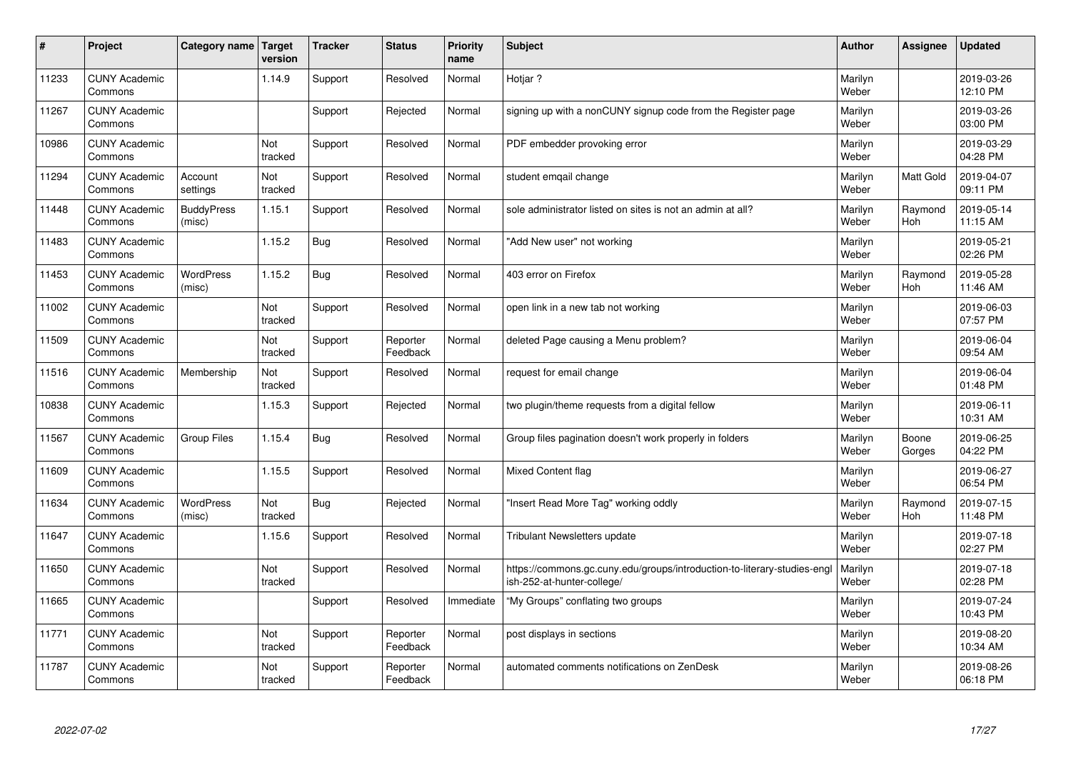| # | Project | Category name | Target version | Tracker | Status | Priority name | Subject | Author | Assignee | Updated |
|---|---|---|---|---|---|---|---|---|---|---|
| 11233 | CUNY Academic Commons | | 1.14.9 | Support | Resolved | Normal | Hotjar ? | Marilyn Weber | | 2019-03-26 12:10 PM |
| 11267 | CUNY Academic Commons | | | Support | Rejected | Normal | signing up with a nonCUNY signup code from the Register page | Marilyn Weber | | 2019-03-26 03:00 PM |
| 10986 | CUNY Academic Commons | | Not tracked | Support | Resolved | Normal | PDF embedder provoking error | Marilyn Weber | | 2019-03-29 04:28 PM |
| 11294 | CUNY Academic Commons | Account settings | Not tracked | Support | Resolved | Normal | student emqail change | Marilyn Weber | Matt Gold | 2019-04-07 09:11 PM |
| 11448 | CUNY Academic Commons | BuddyPress (misc) | 1.15.1 | Support | Resolved | Normal | sole administrator listed on sites is not an admin at all? | Marilyn Weber | Raymond Hoh | 2019-05-14 11:15 AM |
| 11483 | CUNY Academic Commons | | 1.15.2 | Bug | Resolved | Normal | "Add New user" not working | Marilyn Weber | | 2019-05-21 02:26 PM |
| 11453 | CUNY Academic Commons | WordPress (misc) | 1.15.2 | Bug | Resolved | Normal | 403 error on Firefox | Marilyn Weber | Raymond Hoh | 2019-05-28 11:46 AM |
| 11002 | CUNY Academic Commons | | Not tracked | Support | Resolved | Normal | open link in a new tab not working | Marilyn Weber | | 2019-06-03 07:57 PM |
| 11509 | CUNY Academic Commons | | Not tracked | Support | Reporter Feedback | Normal | deleted Page causing a Menu problem? | Marilyn Weber | | 2019-06-04 09:54 AM |
| 11516 | CUNY Academic Commons | Membership | Not tracked | Support | Resolved | Normal | request for email change | Marilyn Weber | | 2019-06-04 01:48 PM |
| 10838 | CUNY Academic Commons | | 1.15.3 | Support | Rejected | Normal | two plugin/theme requests from a digital fellow | Marilyn Weber | | 2019-06-11 10:31 AM |
| 11567 | CUNY Academic Commons | Group Files | 1.15.4 | Bug | Resolved | Normal | Group files pagination doesn't work properly in folders | Marilyn Weber | Boone Gorges | 2019-06-25 04:22 PM |
| 11609 | CUNY Academic Commons | | 1.15.5 | Support | Resolved | Normal | Mixed Content flag | Marilyn Weber | | 2019-06-27 06:54 PM |
| 11634 | CUNY Academic Commons | WordPress (misc) | Not tracked | Bug | Rejected | Normal | "Insert Read More Tag" working oddly | Marilyn Weber | Raymond Hoh | 2019-07-15 11:48 PM |
| 11647 | CUNY Academic Commons | | 1.15.6 | Support | Resolved | Normal | Tribulant Newsletters update | Marilyn Weber | | 2019-07-18 02:27 PM |
| 11650 | CUNY Academic Commons | | Not tracked | Support | Resolved | Normal | https://commons.gc.cuny.edu/groups/introduction-to-literary-studies-english-252-at-hunter-college/ | Marilyn Weber | | 2019-07-18 02:28 PM |
| 11665 | CUNY Academic Commons | | | Support | Resolved | Immediate | "My Groups" conflating two groups | Marilyn Weber | | 2019-07-24 10:43 PM |
| 11771 | CUNY Academic Commons | | Not tracked | Support | Reporter Feedback | Normal | post displays in sections | Marilyn Weber | | 2019-08-20 10:34 AM |
| 11787 | CUNY Academic Commons | | Not tracked | Support | Reporter Feedback | Normal | automated comments notifications on ZenDesk | Marilyn Weber | | 2019-08-26 06:18 PM |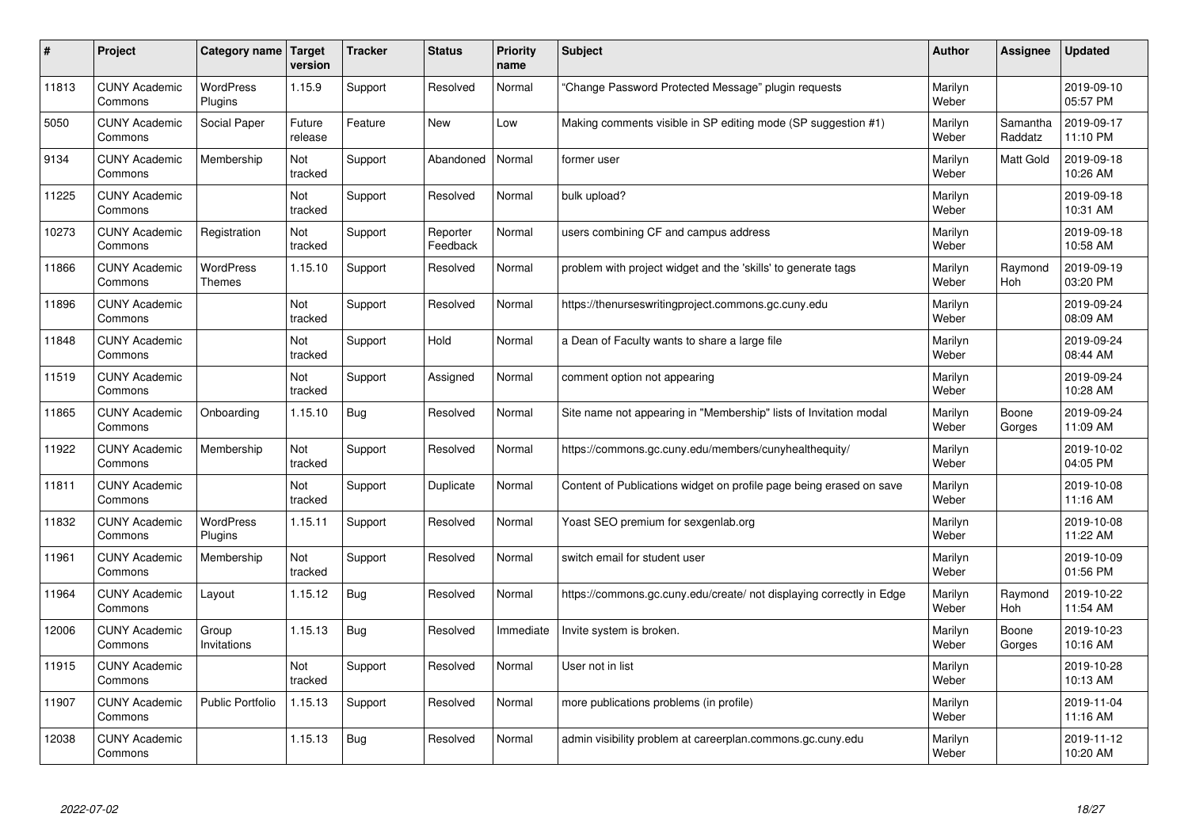| # | Project | Category name | Target version | Tracker | Status | Priority name | Subject | Author | Assignee | Updated |
|---|---|---|---|---|---|---|---|---|---|---|
| 11813 | CUNY Academic Commons | WordPress Plugins | 1.15.9 | Support | Resolved | Normal | "Change Password Protected Message" plugin requests | Marilyn Weber | | 2019-09-10 05:57 PM |
| 5050 | CUNY Academic Commons | Social Paper | Future release | Feature | New | Low | Making comments visible in SP editing mode (SP suggestion #1) | Marilyn Weber | Samantha Raddatz | 2019-09-17 11:10 PM |
| 9134 | CUNY Academic Commons | Membership | Not tracked | Support | Abandoned | Normal | former user | Marilyn Weber | Matt Gold | 2019-09-18 10:26 AM |
| 11225 | CUNY Academic Commons | | Not tracked | Support | Resolved | Normal | bulk upload? | Marilyn Weber | | 2019-09-18 10:31 AM |
| 10273 | CUNY Academic Commons | Registration | Not tracked | Support | Reporter Feedback | Normal | users combining CF and campus address | Marilyn Weber | | 2019-09-18 10:58 AM |
| 11866 | CUNY Academic Commons | WordPress Themes | 1.15.10 | Support | Resolved | Normal | problem with project widget and the 'skills' to generate tags | Marilyn Weber | Raymond Hoh | 2019-09-19 03:20 PM |
| 11896 | CUNY Academic Commons | | Not tracked | Support | Resolved | Normal | https://thenurseswritingproject.commons.gc.cuny.edu | Marilyn Weber | | 2019-09-24 08:09 AM |
| 11848 | CUNY Academic Commons | | Not tracked | Support | Hold | Normal | a Dean of Faculty wants to share a large file | Marilyn Weber | | 2019-09-24 08:44 AM |
| 11519 | CUNY Academic Commons | | Not tracked | Support | Assigned | Normal | comment option not appearing | Marilyn Weber | | 2019-09-24 10:28 AM |
| 11865 | CUNY Academic Commons | Onboarding | 1.15.10 | Bug | Resolved | Normal | Site name not appearing in "Membership" lists of Invitation modal | Marilyn Weber | Boone Gorges | 2019-09-24 11:09 AM |
| 11922 | CUNY Academic Commons | Membership | Not tracked | Support | Resolved | Normal | https://commons.gc.cuny.edu/members/cunyhealthequity/ | Marilyn Weber | | 2019-10-02 04:05 PM |
| 11811 | CUNY Academic Commons | | Not tracked | Support | Duplicate | Normal | Content of Publications widget on profile page being erased on save | Marilyn Weber | | 2019-10-08 11:16 AM |
| 11832 | CUNY Academic Commons | WordPress Plugins | 1.15.11 | Support | Resolved | Normal | Yoast SEO premium for sexgenlab.org | Marilyn Weber | | 2019-10-08 11:22 AM |
| 11961 | CUNY Academic Commons | Membership | Not tracked | Support | Resolved | Normal | switch email for student user | Marilyn Weber | | 2019-10-09 01:56 PM |
| 11964 | CUNY Academic Commons | Layout | 1.15.12 | Bug | Resolved | Normal | https://commons.gc.cuny.edu/create/ not displaying correctly in Edge | Marilyn Weber | Raymond Hoh | 2019-10-22 11:54 AM |
| 12006 | CUNY Academic Commons | Group Invitations | 1.15.13 | Bug | Resolved | Immediate | Invite system is broken. | Marilyn Weber | Boone Gorges | 2019-10-23 10:16 AM |
| 11915 | CUNY Academic Commons | | Not tracked | Support | Resolved | Normal | User not in list | Marilyn Weber | | 2019-10-28 10:13 AM |
| 11907 | CUNY Academic Commons | Public Portfolio | 1.15.13 | Support | Resolved | Normal | more publications problems (in profile) | Marilyn Weber | | 2019-11-04 11:16 AM |
| 12038 | CUNY Academic Commons | | 1.15.13 | Bug | Resolved | Normal | admin visibility problem at careerplan.commons.gc.cuny.edu | Marilyn Weber | | 2019-11-12 10:20 AM |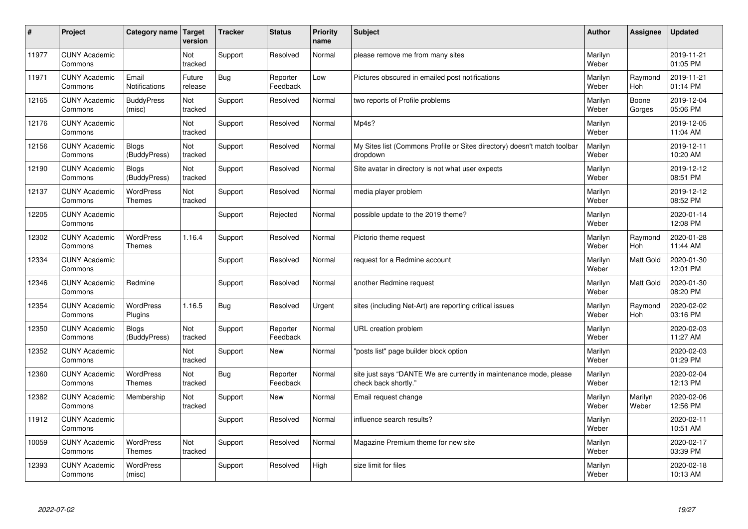| # | Project | Category name | Target version | Tracker | Status | Priority name | Subject | Author | Assignee | Updated |
|---|---|---|---|---|---|---|---|---|---|---|
| 11977 | CUNY Academic Commons | | Not tracked | Support | Resolved | Normal | please remove me from many sites | Marilyn Weber | | 2019-11-21 01:05 PM |
| 11971 | CUNY Academic Commons | Email Notifications | Future release | Bug | Reporter Feedback | Low | Pictures obscured in emailed post notifications | Marilyn Weber | Raymond Hoh | 2019-11-21 01:14 PM |
| 12165 | CUNY Academic Commons | BuddyPress (misc) | Not tracked | Support | Resolved | Normal | two reports of Profile problems | Marilyn Weber | Boone Gorges | 2019-12-04 05:06 PM |
| 12176 | CUNY Academic Commons | | Not tracked | Support | Resolved | Normal | Mp4s? | Marilyn Weber | | 2019-12-05 11:04 AM |
| 12156 | CUNY Academic Commons | Blogs (BuddyPress) | Not tracked | Support | Resolved | Normal | My Sites list (Commons Profile or Sites directory) doesn't match toolbar dropdown | Marilyn Weber | | 2019-12-11 10:20 AM |
| 12190 | CUNY Academic Commons | Blogs (BuddyPress) | Not tracked | Support | Resolved | Normal | Site avatar in directory is not what user expects | Marilyn Weber | | 2019-12-12 08:51 PM |
| 12137 | CUNY Academic Commons | WordPress Themes | Not tracked | Support | Resolved | Normal | media player problem | Marilyn Weber | | 2019-12-12 08:52 PM |
| 12205 | CUNY Academic Commons | | | Support | Rejected | Normal | possible update to the 2019 theme? | Marilyn Weber | | 2020-01-14 12:08 PM |
| 12302 | CUNY Academic Commons | WordPress Themes | 1.16.4 | Support | Resolved | Normal | Pictorio theme request | Marilyn Weber | Raymond Hoh | 2020-01-28 11:44 AM |
| 12334 | CUNY Academic Commons | | | Support | Resolved | Normal | request for a Redmine account | Marilyn Weber | Matt Gold | 2020-01-30 12:01 PM |
| 12346 | CUNY Academic Commons | Redmine | | Support | Resolved | Normal | another Redmine request | Marilyn Weber | Matt Gold | 2020-01-30 08:20 PM |
| 12354 | CUNY Academic Commons | WordPress Plugins | 1.16.5 | Bug | Resolved | Urgent | sites (including Net-Art) are reporting critical issues | Marilyn Weber | Raymond Hoh | 2020-02-02 03:16 PM |
| 12350 | CUNY Academic Commons | Blogs (BuddyPress) | Not tracked | Support | Reporter Feedback | Normal | URL creation problem | Marilyn Weber | | 2020-02-03 11:27 AM |
| 12352 | CUNY Academic Commons | | Not tracked | Support | New | Normal | "posts list" page builder block option | Marilyn Weber | | 2020-02-03 01:29 PM |
| 12360 | CUNY Academic Commons | WordPress Themes | Not tracked | Bug | Reporter Feedback | Normal | site just says "DANTE We are currently in maintenance mode, please check back shortly." | Marilyn Weber | | 2020-02-04 12:13 PM |
| 12382 | CUNY Academic Commons | Membership | Not tracked | Support | New | Normal | Email request change | Marilyn Weber | Marilyn Weber | 2020-02-06 12:56 PM |
| 11912 | CUNY Academic Commons | | | Support | Resolved | Normal | influence search results? | Marilyn Weber | | 2020-02-11 10:51 AM |
| 10059 | CUNY Academic Commons | WordPress Themes | Not tracked | Support | Resolved | Normal | Magazine Premium theme for new site | Marilyn Weber | | 2020-02-17 03:39 PM |
| 12393 | CUNY Academic Commons | WordPress (misc) | | Support | Resolved | High | size limit for files | Marilyn Weber | | 2020-02-18 10:13 AM |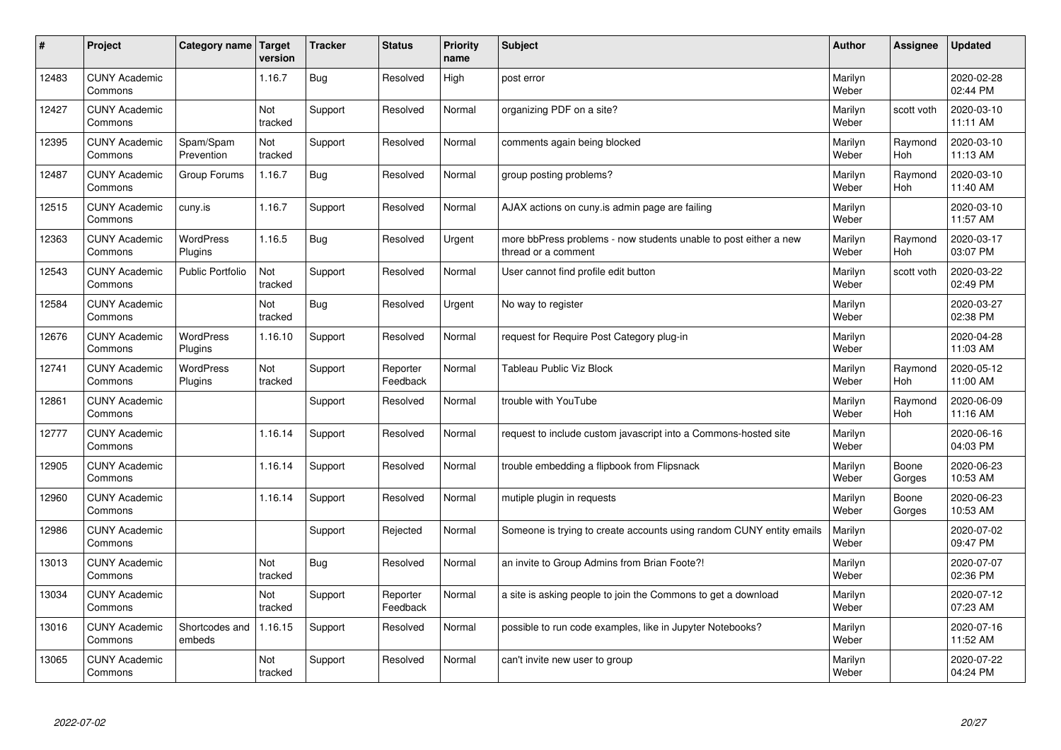| # | Project | Category name | Target version | Tracker | Status | Priority name | Subject | Author | Assignee | Updated |
|---|---|---|---|---|---|---|---|---|---|---|
| 12483 | CUNY Academic Commons | | 1.16.7 | Bug | Resolved | High | post error | Marilyn Weber | | 2020-02-28 02:44 PM |
| 12427 | CUNY Academic Commons | | Not tracked | Support | Resolved | Normal | organizing PDF on a site? | Marilyn Weber | scott voth | 2020-03-10 11:11 AM |
| 12395 | CUNY Academic Commons | Spam/Spam Prevention | Not tracked | Support | Resolved | Normal | comments again being blocked | Marilyn Weber | Raymond Hoh | 2020-03-10 11:13 AM |
| 12487 | CUNY Academic Commons | Group Forums | 1.16.7 | Bug | Resolved | Normal | group posting problems? | Marilyn Weber | Raymond Hoh | 2020-03-10 11:40 AM |
| 12515 | CUNY Academic Commons | cuny.is | 1.16.7 | Support | Resolved | Normal | AJAX actions on cuny.is admin page are failing | Marilyn Weber | | 2020-03-10 11:57 AM |
| 12363 | CUNY Academic Commons | WordPress Plugins | 1.16.5 | Bug | Resolved | Urgent | more bbPress problems - now students unable to post either a new thread or a comment | Marilyn Weber | Raymond Hoh | 2020-03-17 03:07 PM |
| 12543 | CUNY Academic Commons | Public Portfolio | Not tracked | Support | Resolved | Normal | User cannot find profile edit button | Marilyn Weber | scott voth | 2020-03-22 02:49 PM |
| 12584 | CUNY Academic Commons | | Not tracked | Bug | Resolved | Urgent | No way to register | Marilyn Weber | | 2020-03-27 02:38 PM |
| 12676 | CUNY Academic Commons | WordPress Plugins | 1.16.10 | Support | Resolved | Normal | request for Require Post Category plug-in | Marilyn Weber | | 2020-04-28 11:03 AM |
| 12741 | CUNY Academic Commons | WordPress Plugins | Not tracked | Support | Reporter Feedback | Normal | Tableau Public Viz Block | Marilyn Weber | Raymond Hoh | 2020-05-12 11:00 AM |
| 12861 | CUNY Academic Commons | | | Support | Resolved | Normal | trouble with YouTube | Marilyn Weber | Raymond Hoh | 2020-06-09 11:16 AM |
| 12777 | CUNY Academic Commons | | 1.16.14 | Support | Resolved | Normal | request to include custom javascript into a Commons-hosted site | Marilyn Weber | | 2020-06-16 04:03 PM |
| 12905 | CUNY Academic Commons | | 1.16.14 | Support | Resolved | Normal | trouble embedding a flipbook from Flipsnack | Marilyn Weber | Boone Gorges | 2020-06-23 10:53 AM |
| 12960 | CUNY Academic Commons | | 1.16.14 | Support | Resolved | Normal | mutiple plugin in requests | Marilyn Weber | Boone Gorges | 2020-06-23 10:53 AM |
| 12986 | CUNY Academic Commons | | | Support | Rejected | Normal | Someone is trying to create accounts using random CUNY entity emails | Marilyn Weber | | 2020-07-02 09:47 PM |
| 13013 | CUNY Academic Commons | | Not tracked | Bug | Resolved | Normal | an invite to Group Admins from Brian Foote?! | Marilyn Weber | | 2020-07-07 02:36 PM |
| 13034 | CUNY Academic Commons | | Not tracked | Support | Reporter Feedback | Normal | a site is asking people to join the Commons to get a download | Marilyn Weber | | 2020-07-12 07:23 AM |
| 13016 | CUNY Academic Commons | Shortcodes and embeds | 1.16.15 | Support | Resolved | Normal | possible to run code examples, like in Jupyter Notebooks? | Marilyn Weber | | 2020-07-16 11:52 AM |
| 13065 | CUNY Academic Commons | | Not tracked | Support | Resolved | Normal | can't invite new user to group | Marilyn Weber | | 2020-07-22 04:24 PM |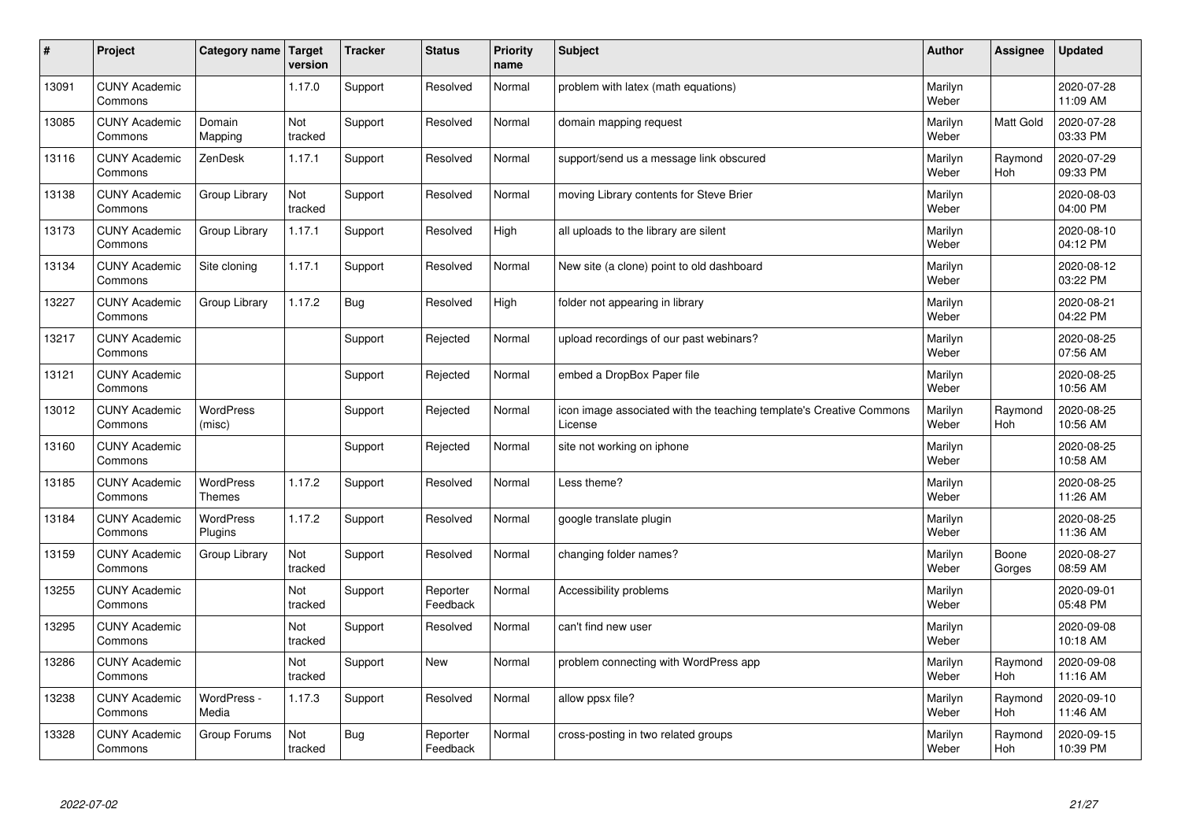| # | Project | Category name | Target version | Tracker | Status | Priority name | Subject | Author | Assignee | Updated |
|---|---|---|---|---|---|---|---|---|---|---|
| 13091 | CUNY Academic Commons | | 1.17.0 | Support | Resolved | Normal | problem with latex (math equations) | Marilyn Weber | | 2020-07-28 11:09 AM |
| 13085 | CUNY Academic Commons | Domain Mapping | Not tracked | Support | Resolved | Normal | domain mapping request | Marilyn Weber | Matt Gold | 2020-07-28 03:33 PM |
| 13116 | CUNY Academic Commons | ZenDesk | 1.17.1 | Support | Resolved | Normal | support/send us a message link obscured | Marilyn Weber | Raymond Hoh | 2020-07-29 09:33 PM |
| 13138 | CUNY Academic Commons | Group Library | Not tracked | Support | Resolved | Normal | moving Library contents for Steve Brier | Marilyn Weber | | 2020-08-03 04:00 PM |
| 13173 | CUNY Academic Commons | Group Library | 1.17.1 | Support | Resolved | High | all uploads to the library are silent | Marilyn Weber | | 2020-08-10 04:12 PM |
| 13134 | CUNY Academic Commons | Site cloning | 1.17.1 | Support | Resolved | Normal | New site (a clone) point to old dashboard | Marilyn Weber | | 2020-08-12 03:22 PM |
| 13227 | CUNY Academic Commons | Group Library | 1.17.2 | Bug | Resolved | High | folder not appearing in library | Marilyn Weber | | 2020-08-21 04:22 PM |
| 13217 | CUNY Academic Commons | | | Support | Rejected | Normal | upload recordings of our past webinars? | Marilyn Weber | | 2020-08-25 07:56 AM |
| 13121 | CUNY Academic Commons | | | Support | Rejected | Normal | embed a DropBox Paper file | Marilyn Weber | | 2020-08-25 10:56 AM |
| 13012 | CUNY Academic Commons | WordPress (misc) | | Support | Rejected | Normal | icon image associated with the teaching template's Creative Commons License | Marilyn Weber | Raymond Hoh | 2020-08-25 10:56 AM |
| 13160 | CUNY Academic Commons | | | Support | Rejected | Normal | site not working on iphone | Marilyn Weber | | 2020-08-25 10:58 AM |
| 13185 | CUNY Academic Commons | WordPress Themes | 1.17.2 | Support | Resolved | Normal | Less theme? | Marilyn Weber | | 2020-08-25 11:26 AM |
| 13184 | CUNY Academic Commons | WordPress Plugins | 1.17.2 | Support | Resolved | Normal | google translate plugin | Marilyn Weber | | 2020-08-25 11:36 AM |
| 13159 | CUNY Academic Commons | Group Library | Not tracked | Support | Resolved | Normal | changing folder names? | Marilyn Weber | Boone Gorges | 2020-08-27 08:59 AM |
| 13255 | CUNY Academic Commons | | Not tracked | Support | Reporter Feedback | Normal | Accessibility problems | Marilyn Weber | | 2020-09-01 05:48 PM |
| 13295 | CUNY Academic Commons | | Not tracked | Support | Resolved | Normal | can't find new user | Marilyn Weber | | 2020-09-08 10:18 AM |
| 13286 | CUNY Academic Commons | | Not tracked | Support | New | Normal | problem connecting with WordPress app | Marilyn Weber | Raymond Hoh | 2020-09-08 11:16 AM |
| 13238 | CUNY Academic Commons | WordPress - Media | 1.17.3 | Support | Resolved | Normal | allow ppsx file? | Marilyn Weber | Raymond Hoh | 2020-09-10 11:46 AM |
| 13328 | CUNY Academic Commons | Group Forums | Not tracked | Bug | Reporter Feedback | Normal | cross-posting in two related groups | Marilyn Weber | Raymond Hoh | 2020-09-15 10:39 PM |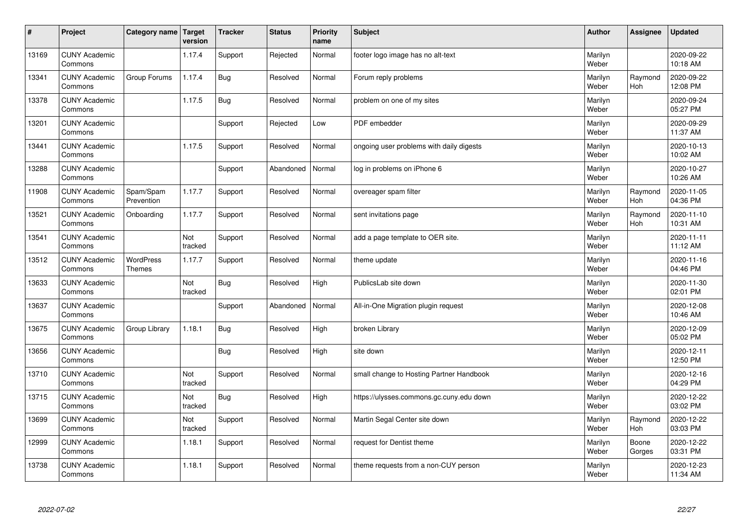| # | Project | Category name | Target version | Tracker | Status | Priority name | Subject | Author | Assignee | Updated |
|---|---|---|---|---|---|---|---|---|---|---|
| 13169 | CUNY Academic Commons | | 1.17.4 | Support | Rejected | Normal | footer logo image has no alt-text | Marilyn Weber | | 2020-09-22 10:18 AM |
| 13341 | CUNY Academic Commons | Group Forums | 1.17.4 | Bug | Resolved | Normal | Forum reply problems | Marilyn Weber | Raymond Hoh | 2020-09-22 12:08 PM |
| 13378 | CUNY Academic Commons | | 1.17.5 | Bug | Resolved | Normal | problem on one of my sites | Marilyn Weber | | 2020-09-24 05:27 PM |
| 13201 | CUNY Academic Commons | | | Support | Rejected | Low | PDF embedder | Marilyn Weber | | 2020-09-29 11:37 AM |
| 13441 | CUNY Academic Commons | | 1.17.5 | Support | Resolved | Normal | ongoing user problems with daily digests | Marilyn Weber | | 2020-10-13 10:02 AM |
| 13288 | CUNY Academic Commons | | | Support | Abandoned | Normal | log in problems on iPhone 6 | Marilyn Weber | | 2020-10-27 10:26 AM |
| 11908 | CUNY Academic Commons | Spam/Spam Prevention | 1.17.7 | Support | Resolved | Normal | overeager spam filter | Marilyn Weber | Raymond Hoh | 2020-11-05 04:36 PM |
| 13521 | CUNY Academic Commons | Onboarding | 1.17.7 | Support | Resolved | Normal | sent invitations page | Marilyn Weber | Raymond Hoh | 2020-11-10 10:31 AM |
| 13541 | CUNY Academic Commons | | Not tracked | Support | Resolved | Normal | add a page template to OER site. | Marilyn Weber | | 2020-11-11 11:12 AM |
| 13512 | CUNY Academic Commons | WordPress Themes | 1.17.7 | Support | Resolved | Normal | theme update | Marilyn Weber | | 2020-11-16 04:46 PM |
| 13633 | CUNY Academic Commons | | Not tracked | Bug | Resolved | High | PublicsLab site down | Marilyn Weber | | 2020-11-30 02:01 PM |
| 13637 | CUNY Academic Commons | | | Support | Abandoned | Normal | All-in-One Migration plugin request | Marilyn Weber | | 2020-12-08 10:46 AM |
| 13675 | CUNY Academic Commons | Group Library | 1.18.1 | Bug | Resolved | High | broken Library | Marilyn Weber | | 2020-12-09 05:02 PM |
| 13656 | CUNY Academic Commons | | | Bug | Resolved | High | site down | Marilyn Weber | | 2020-12-11 12:50 PM |
| 13710 | CUNY Academic Commons | | Not tracked | Support | Resolved | Normal | small change to Hosting Partner Handbook | Marilyn Weber | | 2020-12-16 04:29 PM |
| 13715 | CUNY Academic Commons | | Not tracked | Bug | Resolved | High | https://ulysses.commons.gc.cuny.edu down | Marilyn Weber | | 2020-12-22 03:02 PM |
| 13699 | CUNY Academic Commons | | Not tracked | Support | Resolved | Normal | Martin Segal Center site down | Marilyn Weber | Raymond Hoh | 2020-12-22 03:03 PM |
| 12999 | CUNY Academic Commons | | 1.18.1 | Support | Resolved | Normal | request for Dentist theme | Marilyn Weber | Boone Gorges | 2020-12-22 03:31 PM |
| 13738 | CUNY Academic Commons | | 1.18.1 | Support | Resolved | Normal | theme requests from a non-CUY person | Marilyn Weber | | 2020-12-23 11:34 AM |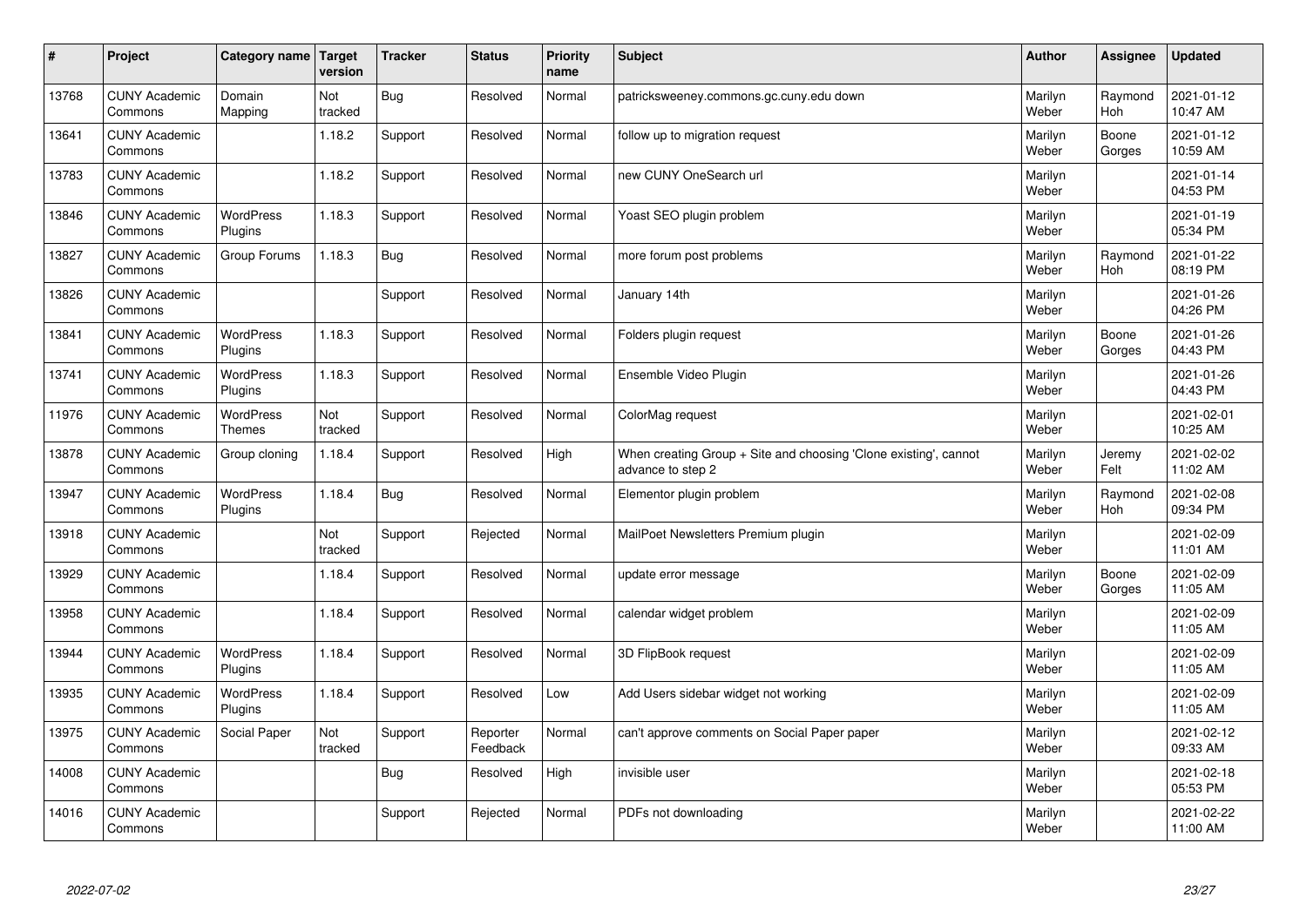| # | Project | Category name | Target version | Tracker | Status | Priority name | Subject | Author | Assignee | Updated |
|---|---|---|---|---|---|---|---|---|---|---|
| 13768 | CUNY Academic Commons | Domain Mapping | Not tracked | Bug | Resolved | Normal | patricksweeney.commons.gc.cuny.edu down | Marilyn Weber | Raymond Hoh | 2021-01-12 10:47 AM |
| 13641 | CUNY Academic Commons | | 1.18.2 | Support | Resolved | Normal | follow up to migration request | Marilyn Weber | Boone Gorges | 2021-01-12 10:59 AM |
| 13783 | CUNY Academic Commons | | 1.18.2 | Support | Resolved | Normal | new CUNY OneSearch url | Marilyn Weber | | 2021-01-14 04:53 PM |
| 13846 | CUNY Academic Commons | WordPress Plugins | 1.18.3 | Support | Resolved | Normal | Yoast SEO plugin problem | Marilyn Weber | | 2021-01-19 05:34 PM |
| 13827 | CUNY Academic Commons | Group Forums | 1.18.3 | Bug | Resolved | Normal | more forum post problems | Marilyn Weber | Raymond Hoh | 2021-01-22 08:19 PM |
| 13826 | CUNY Academic Commons | | | Support | Resolved | Normal | January 14th | Marilyn Weber | | 2021-01-26 04:26 PM |
| 13841 | CUNY Academic Commons | WordPress Plugins | 1.18.3 | Support | Resolved | Normal | Folders plugin request | Marilyn Weber | Boone Gorges | 2021-01-26 04:43 PM |
| 13741 | CUNY Academic Commons | WordPress Plugins | 1.18.3 | Support | Resolved | Normal | Ensemble Video Plugin | Marilyn Weber | | 2021-01-26 04:43 PM |
| 11976 | CUNY Academic Commons | WordPress Themes | Not tracked | Support | Resolved | Normal | ColorMag request | Marilyn Weber | | 2021-02-01 10:25 AM |
| 13878 | CUNY Academic Commons | Group cloning | 1.18.4 | Support | Resolved | High | When creating Group + Site and choosing 'Clone existing', cannot advance to step 2 | Marilyn Weber | Jeremy Felt | 2021-02-02 11:02 AM |
| 13947 | CUNY Academic Commons | WordPress Plugins | 1.18.4 | Bug | Resolved | Normal | Elementor plugin problem | Marilyn Weber | Raymond Hoh | 2021-02-08 09:34 PM |
| 13918 | CUNY Academic Commons | | Not tracked | Support | Rejected | Normal | MailPoet Newsletters Premium plugin | Marilyn Weber | | 2021-02-09 11:01 AM |
| 13929 | CUNY Academic Commons | | 1.18.4 | Support | Resolved | Normal | update error message | Marilyn Weber | Boone Gorges | 2021-02-09 11:05 AM |
| 13958 | CUNY Academic Commons | | 1.18.4 | Support | Resolved | Normal | calendar widget problem | Marilyn Weber | | 2021-02-09 11:05 AM |
| 13944 | CUNY Academic Commons | WordPress Plugins | 1.18.4 | Support | Resolved | Normal | 3D FlipBook request | Marilyn Weber | | 2021-02-09 11:05 AM |
| 13935 | CUNY Academic Commons | WordPress Plugins | 1.18.4 | Support | Resolved | Low | Add Users sidebar widget not working | Marilyn Weber | | 2021-02-09 11:05 AM |
| 13975 | CUNY Academic Commons | Social Paper | Not tracked | Support | Reporter Feedback | Normal | can't approve comments on Social Paper paper | Marilyn Weber | | 2021-02-12 09:33 AM |
| 14008 | CUNY Academic Commons | | | Bug | Resolved | High | invisible user | Marilyn Weber | | 2021-02-18 05:53 PM |
| 14016 | CUNY Academic Commons | | | Support | Rejected | Normal | PDFs not downloading | Marilyn Weber | | 2021-02-22 11:00 AM |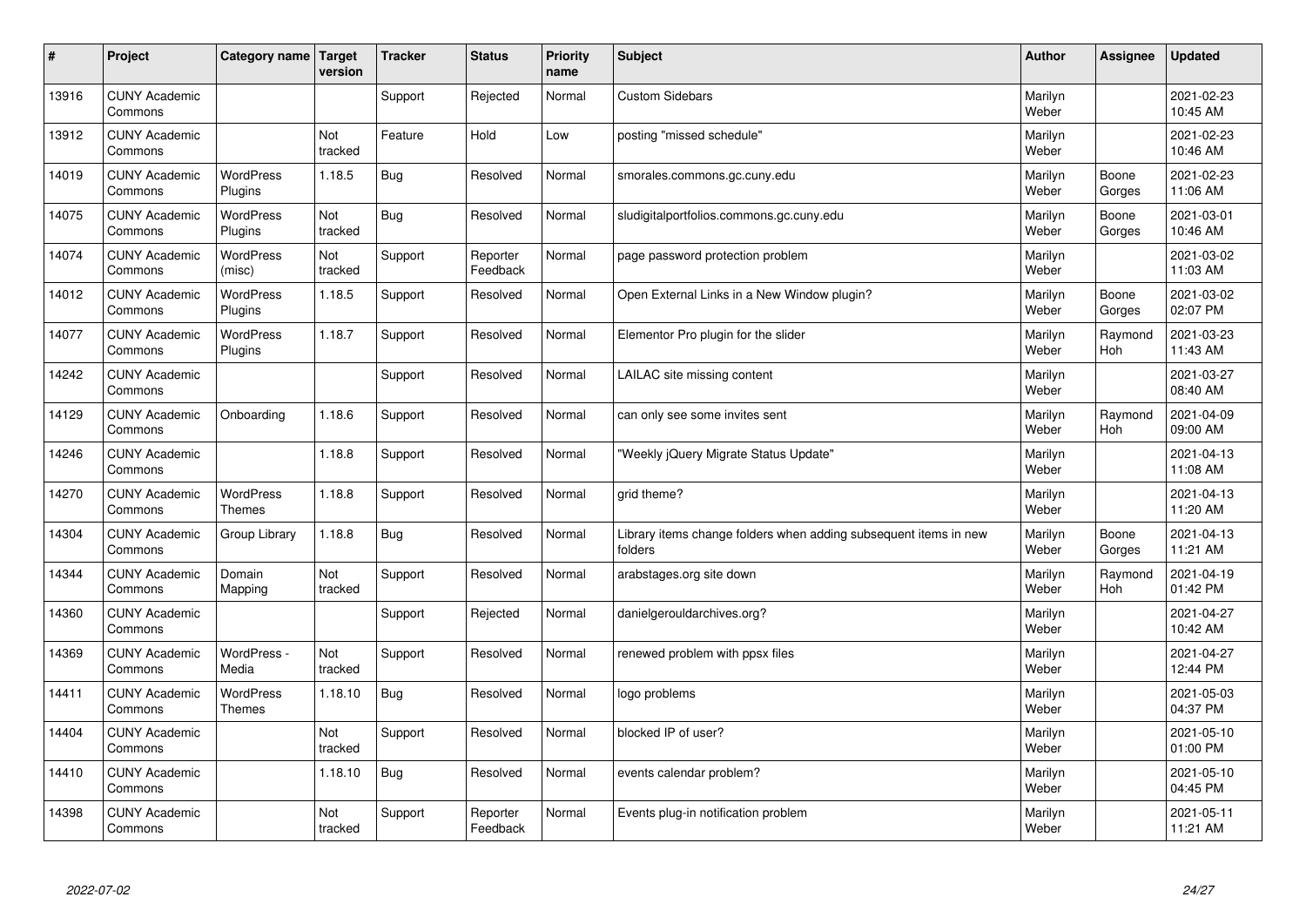| # | Project | Category name | Target version | Tracker | Status | Priority name | Subject | Author | Assignee | Updated |
|---|---|---|---|---|---|---|---|---|---|---|
| 13916 | CUNY Academic Commons | | | Support | Rejected | Normal | Custom Sidebars | Marilyn Weber | | 2021-02-23 10:45 AM |
| 13912 | CUNY Academic Commons | | Not tracked | Feature | Hold | Low | posting "missed schedule" | Marilyn Weber | | 2021-02-23 10:46 AM |
| 14019 | CUNY Academic Commons | WordPress Plugins | 1.18.5 | Bug | Resolved | Normal | smorales.commons.gc.cuny.edu | Marilyn Weber | Boone Gorges | 2021-02-23 11:06 AM |
| 14075 | CUNY Academic Commons | WordPress Plugins | Not tracked | Bug | Resolved | Normal | sludigitalportfolios.commons.gc.cuny.edu | Marilyn Weber | Boone Gorges | 2021-03-01 10:46 AM |
| 14074 | CUNY Academic Commons | WordPress (misc) | Not tracked | Support | Reporter Feedback | Normal | page password protection problem | Marilyn Weber | | 2021-03-02 11:03 AM |
| 14012 | CUNY Academic Commons | WordPress Plugins | 1.18.5 | Support | Resolved | Normal | Open External Links in a New Window plugin? | Marilyn Weber | Boone Gorges | 2021-03-02 02:07 PM |
| 14077 | CUNY Academic Commons | WordPress Plugins | 1.18.7 | Support | Resolved | Normal | Elementor Pro plugin for the slider | Marilyn Weber | Raymond Hoh | 2021-03-23 11:43 AM |
| 14242 | CUNY Academic Commons | | | Support | Resolved | Normal | LAILAC site missing content | Marilyn Weber | | 2021-03-27 08:40 AM |
| 14129 | CUNY Academic Commons | Onboarding | 1.18.6 | Support | Resolved | Normal | can only see some invites sent | Marilyn Weber | Raymond Hoh | 2021-04-09 09:00 AM |
| 14246 | CUNY Academic Commons | | 1.18.8 | Support | Resolved | Normal | "Weekly jQuery Migrate Status Update" | Marilyn Weber | | 2021-04-13 11:08 AM |
| 14270 | CUNY Academic Commons | WordPress Themes | 1.18.8 | Support | Resolved | Normal | grid theme? | Marilyn Weber | | 2021-04-13 11:20 AM |
| 14304 | CUNY Academic Commons | Group Library | 1.18.8 | Bug | Resolved | Normal | Library items change folders when adding subsequent items in new folders | Marilyn Weber | Boone Gorges | 2021-04-13 11:21 AM |
| 14344 | CUNY Academic Commons | Domain Mapping | Not tracked | Support | Resolved | Normal | arabstages.org site down | Marilyn Weber | Raymond Hoh | 2021-04-19 01:42 PM |
| 14360 | CUNY Academic Commons | | | Support | Rejected | Normal | danielgerouldarchives.org? | Marilyn Weber | | 2021-04-27 10:42 AM |
| 14369 | CUNY Academic Commons | WordPress - Media | Not tracked | Support | Resolved | Normal | renewed problem with ppsx files | Marilyn Weber | | 2021-04-27 12:44 PM |
| 14411 | CUNY Academic Commons | WordPress Themes | 1.18.10 | Bug | Resolved | Normal | logo problems | Marilyn Weber | | 2021-05-03 04:37 PM |
| 14404 | CUNY Academic Commons | | Not tracked | Support | Resolved | Normal | blocked IP of user? | Marilyn Weber | | 2021-05-10 01:00 PM |
| 14410 | CUNY Academic Commons | | 1.18.10 | Bug | Resolved | Normal | events calendar problem? | Marilyn Weber | | 2021-05-10 04:45 PM |
| 14398 | CUNY Academic Commons | | Not tracked | Support | Reporter Feedback | Normal | Events plug-in notification problem | Marilyn Weber | | 2021-05-11 11:21 AM |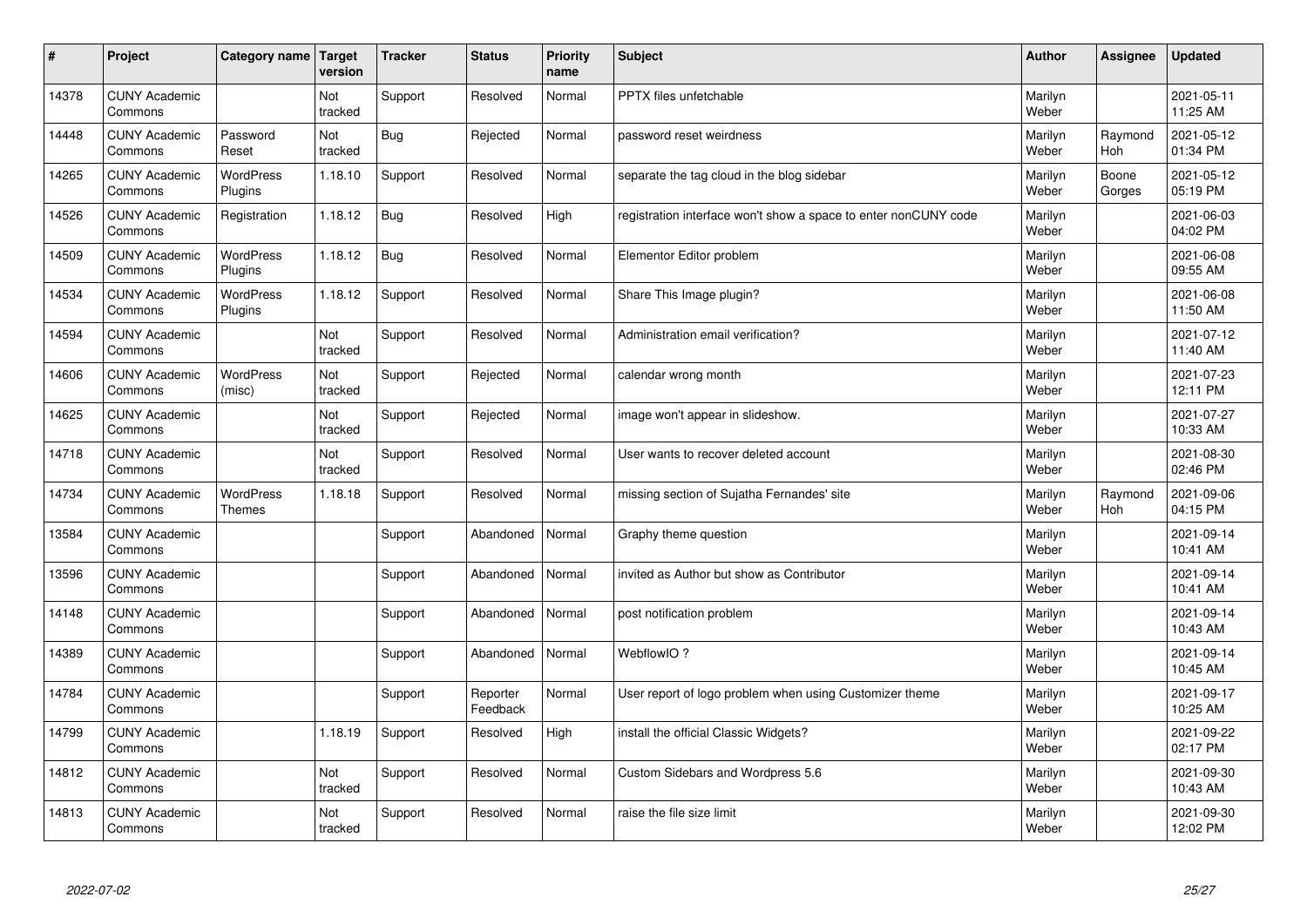| # | Project | Category name | Target version | Tracker | Status | Priority name | Subject | Author | Assignee | Updated |
|---|---|---|---|---|---|---|---|---|---|---|
| 14378 | CUNY Academic Commons | | Not tracked | Support | Resolved | Normal | PPTX files unfetchable | Marilyn Weber | | 2021-05-11 11:25 AM |
| 14448 | CUNY Academic Commons | Password Reset | Not tracked | Bug | Rejected | Normal | password reset weirdness | Marilyn Weber | Raymond Hoh | 2021-05-12 01:34 PM |
| 14265 | CUNY Academic Commons | WordPress Plugins | 1.18.10 | Support | Resolved | Normal | separate the tag cloud in the blog sidebar | Marilyn Weber | Boone Gorges | 2021-05-12 05:19 PM |
| 14526 | CUNY Academic Commons | Registration | 1.18.12 | Bug | Resolved | High | registration interface won't show a space to enter nonCUNY code | Marilyn Weber | | 2021-06-03 04:02 PM |
| 14509 | CUNY Academic Commons | WordPress Plugins | 1.18.12 | Bug | Resolved | Normal | Elementor Editor problem | Marilyn Weber | | 2021-06-08 09:55 AM |
| 14534 | CUNY Academic Commons | WordPress Plugins | 1.18.12 | Support | Resolved | Normal | Share This Image plugin? | Marilyn Weber | | 2021-06-08 11:50 AM |
| 14594 | CUNY Academic Commons | | Not tracked | Support | Resolved | Normal | Administration email verification? | Marilyn Weber | | 2021-07-12 11:40 AM |
| 14606 | CUNY Academic Commons | WordPress (misc) | Not tracked | Support | Rejected | Normal | calendar wrong month | Marilyn Weber | | 2021-07-23 12:11 PM |
| 14625 | CUNY Academic Commons | | Not tracked | Support | Rejected | Normal | image won't appear in slideshow. | Marilyn Weber | | 2021-07-27 10:33 AM |
| 14718 | CUNY Academic Commons | | Not tracked | Support | Resolved | Normal | User wants to recover deleted account | Marilyn Weber | | 2021-08-30 02:46 PM |
| 14734 | CUNY Academic Commons | WordPress Themes | 1.18.18 | Support | Resolved | Normal | missing section of Sujatha Fernandes' site | Marilyn Weber | Raymond Hoh | 2021-09-06 04:15 PM |
| 13584 | CUNY Academic Commons | | | Support | Abandoned | Normal | Graphy theme question | Marilyn Weber | | 2021-09-14 10:41 AM |
| 13596 | CUNY Academic Commons | | | Support | Abandoned | Normal | invited as Author but show as Contributor | Marilyn Weber | | 2021-09-14 10:41 AM |
| 14148 | CUNY Academic Commons | | | Support | Abandoned | Normal | post notification problem | Marilyn Weber | | 2021-09-14 10:43 AM |
| 14389 | CUNY Academic Commons | | | Support | Abandoned | Normal | WebflowIO ? | Marilyn Weber | | 2021-09-14 10:45 AM |
| 14784 | CUNY Academic Commons | | | Support | Reporter Feedback | Normal | User report of logo problem when using Customizer theme | Marilyn Weber | | 2021-09-17 10:25 AM |
| 14799 | CUNY Academic Commons | | 1.18.19 | Support | Resolved | High | install the official Classic Widgets? | Marilyn Weber | | 2021-09-22 02:17 PM |
| 14812 | CUNY Academic Commons | | Not tracked | Support | Resolved | Normal | Custom Sidebars and Wordpress 5.6 | Marilyn Weber | | 2021-09-30 10:43 AM |
| 14813 | CUNY Academic Commons | | Not tracked | Support | Resolved | Normal | raise the file size limit | Marilyn Weber | | 2021-09-30 12:02 PM |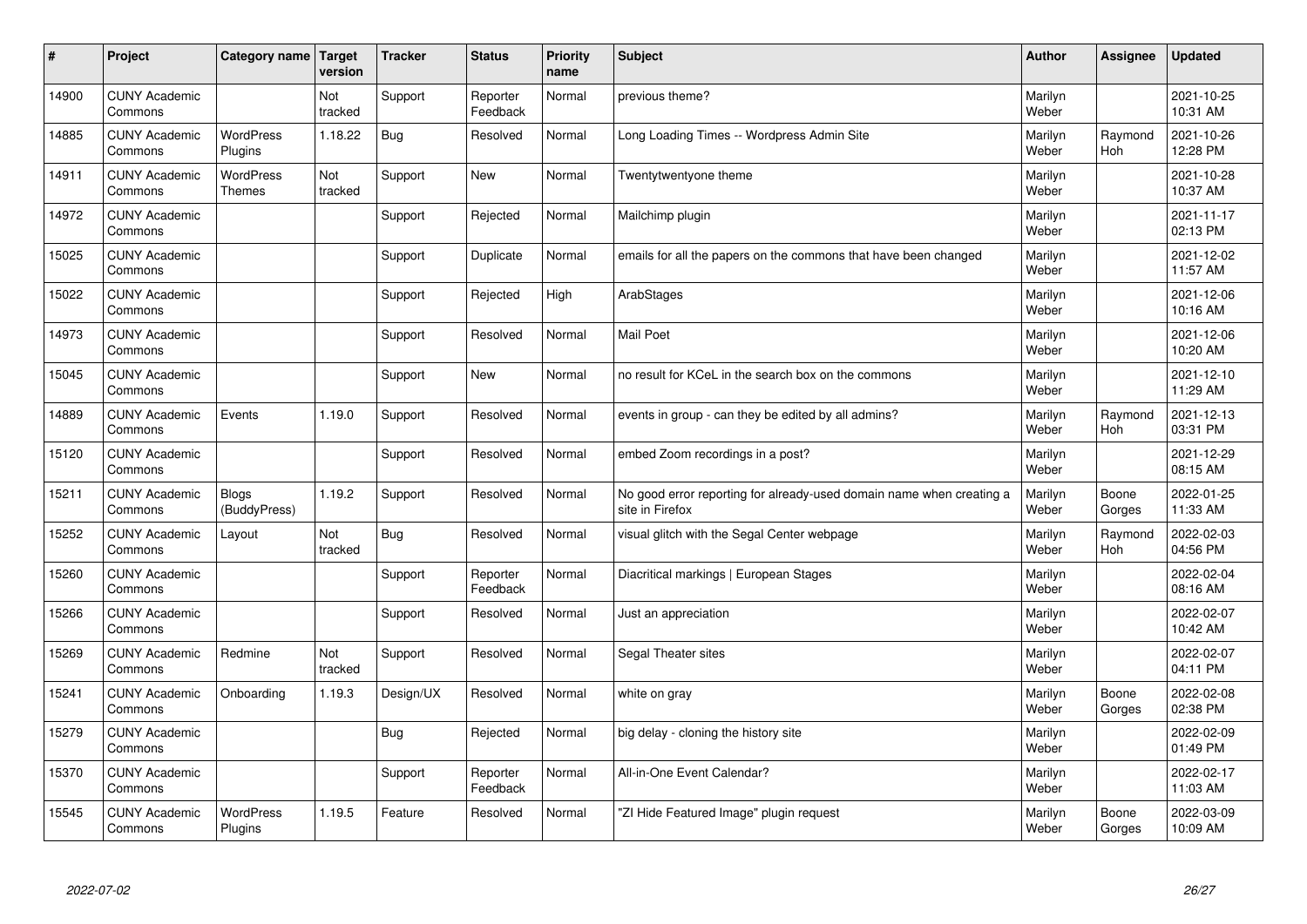| # | Project | Category name | Target version | Tracker | Status | Priority name | Subject | Author | Assignee | Updated |
|---|---|---|---|---|---|---|---|---|---|---|
| 14900 | CUNY Academic Commons | | Not tracked | Support | Reporter Feedback | Normal | previous theme? | Marilyn Weber | | 2021-10-25 10:31 AM |
| 14885 | CUNY Academic Commons | WordPress Plugins | 1.18.22 | Bug | Resolved | Normal | Long Loading Times -- Wordpress Admin Site | Marilyn Weber | Raymond Hoh | 2021-10-26 12:28 PM |
| 14911 | CUNY Academic Commons | WordPress Themes | Not tracked | Support | New | Normal | Twentytwentyone theme | Marilyn Weber | | 2021-10-28 10:37 AM |
| 14972 | CUNY Academic Commons | | | Support | Rejected | Normal | Mailchimp plugin | Marilyn Weber | | 2021-11-17 02:13 PM |
| 15025 | CUNY Academic Commons | | | Support | Duplicate | Normal | emails for all the papers on the commons that have been changed | Marilyn Weber | | 2021-12-02 11:57 AM |
| 15022 | CUNY Academic Commons | | | Support | Rejected | High | ArabStages | Marilyn Weber | | 2021-12-06 10:16 AM |
| 14973 | CUNY Academic Commons | | | Support | Resolved | Normal | Mail Poet | Marilyn Weber | | 2021-12-06 10:20 AM |
| 15045 | CUNY Academic Commons | | | Support | New | Normal | no result for KCeL in the search box on the commons | Marilyn Weber | | 2021-12-10 11:29 AM |
| 14889 | CUNY Academic Commons | Events | 1.19.0 | Support | Resolved | Normal | events in group - can they be edited by all admins? | Marilyn Weber | Raymond Hoh | 2021-12-13 03:31 PM |
| 15120 | CUNY Academic Commons | | | Support | Resolved | Normal | embed Zoom recordings in a post? | Marilyn Weber | | 2021-12-29 08:15 AM |
| 15211 | CUNY Academic Commons | Blogs (BuddyPress) | 1.19.2 | Support | Resolved | Normal | No good error reporting for already-used domain name when creating a site in Firefox | Marilyn Weber | Boone Gorges | 2022-01-25 11:33 AM |
| 15252 | CUNY Academic Commons | Layout | Not tracked | Bug | Resolved | Normal | visual glitch with the Segal Center webpage | Marilyn Weber | Raymond Hoh | 2022-02-03 04:56 PM |
| 15260 | CUNY Academic Commons | | | Support | Reporter Feedback | Normal | Diacritical markings \| European Stages | Marilyn Weber | | 2022-02-04 08:16 AM |
| 15266 | CUNY Academic Commons | | | Support | Resolved | Normal | Just an appreciation | Marilyn Weber | | 2022-02-07 10:42 AM |
| 15269 | CUNY Academic Commons | Redmine | Not tracked | Support | Resolved | Normal | Segal Theater sites | Marilyn Weber | | 2022-02-07 04:11 PM |
| 15241 | CUNY Academic Commons | Onboarding | 1.19.3 | Design/UX | Resolved | Normal | white on gray | Marilyn Weber | Boone Gorges | 2022-02-08 02:38 PM |
| 15279 | CUNY Academic Commons | | | Bug | Rejected | Normal | big delay - cloning the history site | Marilyn Weber | | 2022-02-09 01:49 PM |
| 15370 | CUNY Academic Commons | | | Support | Reporter Feedback | Normal | All-in-One Event Calendar? | Marilyn Weber | | 2022-02-17 11:03 AM |
| 15545 | CUNY Academic Commons | WordPress Plugins | 1.19.5 | Feature | Resolved | Normal | "ZI Hide Featured Image" plugin request | Marilyn Weber | Boone Gorges | 2022-03-09 10:09 AM |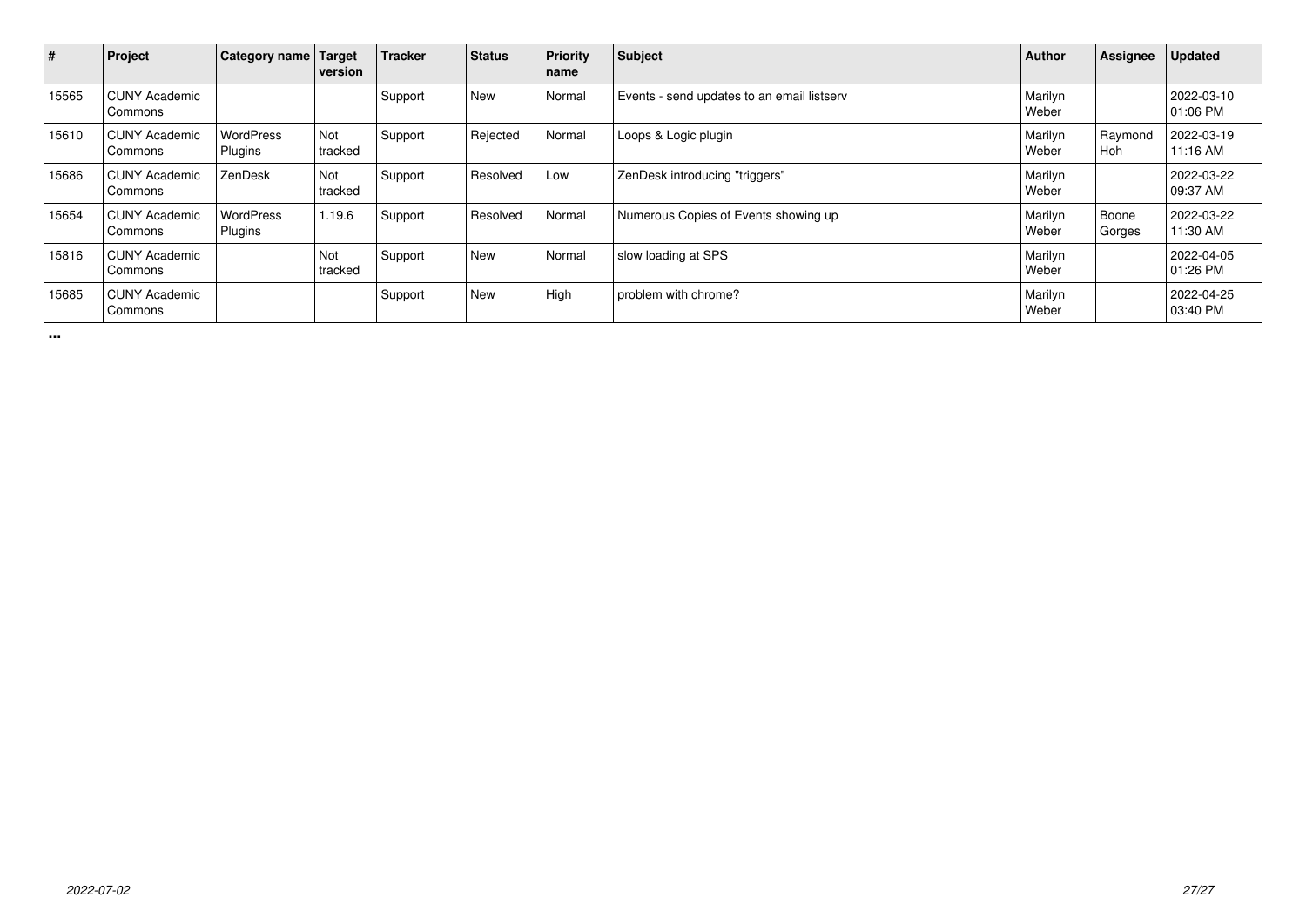| # | Project | Category name | Target version | Tracker | Status | Priority name | Subject | Author | Assignee | Updated |
|---|---|---|---|---|---|---|---|---|---|---|
| 15565 | CUNY Academic Commons | | | Support | New | Normal | Events - send updates to an email listserv | Marilyn Weber | | 2022-03-10 01:06 PM |
| 15610 | CUNY Academic Commons | WordPress Plugins | Not tracked | Support | Rejected | Normal | Loops & Logic plugin | Marilyn Weber | Raymond Hoh | 2022-03-19 11:16 AM |
| 15686 | CUNY Academic Commons | ZenDesk | Not tracked | Support | Resolved | Low | ZenDesk introducing "triggers" | Marilyn Weber | | 2022-03-22 09:37 AM |
| 15654 | CUNY Academic Commons | WordPress Plugins | 1.19.6 | Support | Resolved | Normal | Numerous Copies of Events showing up | Marilyn Weber | Boone Gorges | 2022-03-22 11:30 AM |
| 15816 | CUNY Academic Commons | | Not tracked | Support | New | Normal | slow loading at SPS | Marilyn Weber | | 2022-04-05 01:26 PM |
| 15685 | CUNY Academic Commons | | | Support | New | High | problem with chrome? | Marilyn Weber | | 2022-04-25 03:40 PM |

...